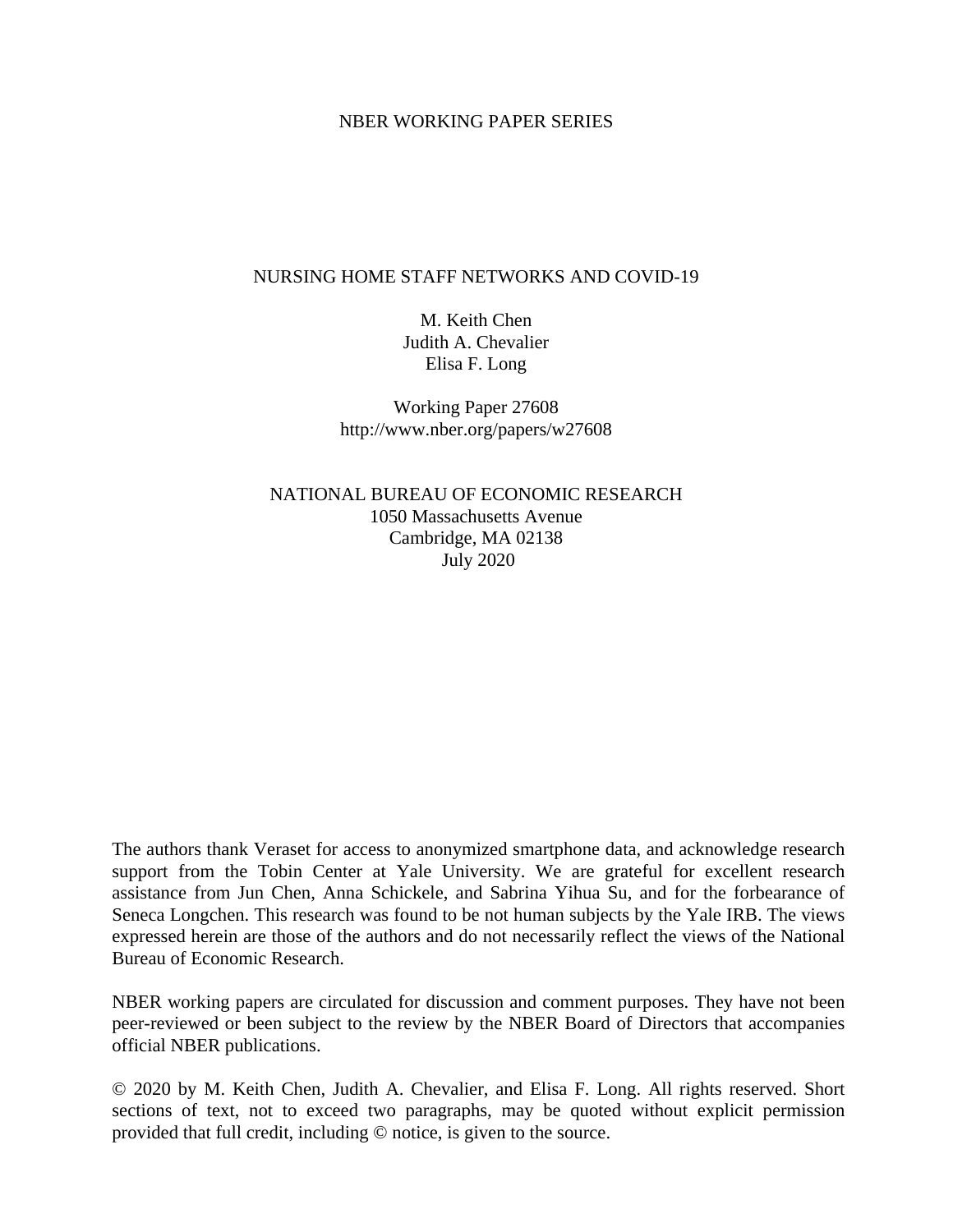NBER WORKING PAPER SERIES

# NURSING HOME STAFF NETWORKS AND COVID-19

M. Keith Chen
Judith A. Chevalier
Elisa F. Long

Working Paper 27608
http://www.nber.org/papers/w27608

NATIONAL BUREAU OF ECONOMIC RESEARCH
1050 Massachusetts Avenue
Cambridge, MA 02138
July 2020

The authors thank Veraset for access to anonymized smartphone data, and acknowledge research support from the Tobin Center at Yale University. We are grateful for excellent research assistance from Jun Chen, Anna Schickele, and Sabrina Yihua Su, and for the forbearance of Seneca Longchen. This research was found to be not human subjects by the Yale IRB. The views expressed herein are those of the authors and do not necessarily reflect the views of the National Bureau of Economic Research.

NBER working papers are circulated for discussion and comment purposes. They have not been peer-reviewed or been subject to the review by the NBER Board of Directors that accompanies official NBER publications.

© 2020 by M. Keith Chen, Judith A. Chevalier, and Elisa F. Long. All rights reserved. Short sections of text, not to exceed two paragraphs, may be quoted without explicit permission provided that full credit, including © notice, is given to the source.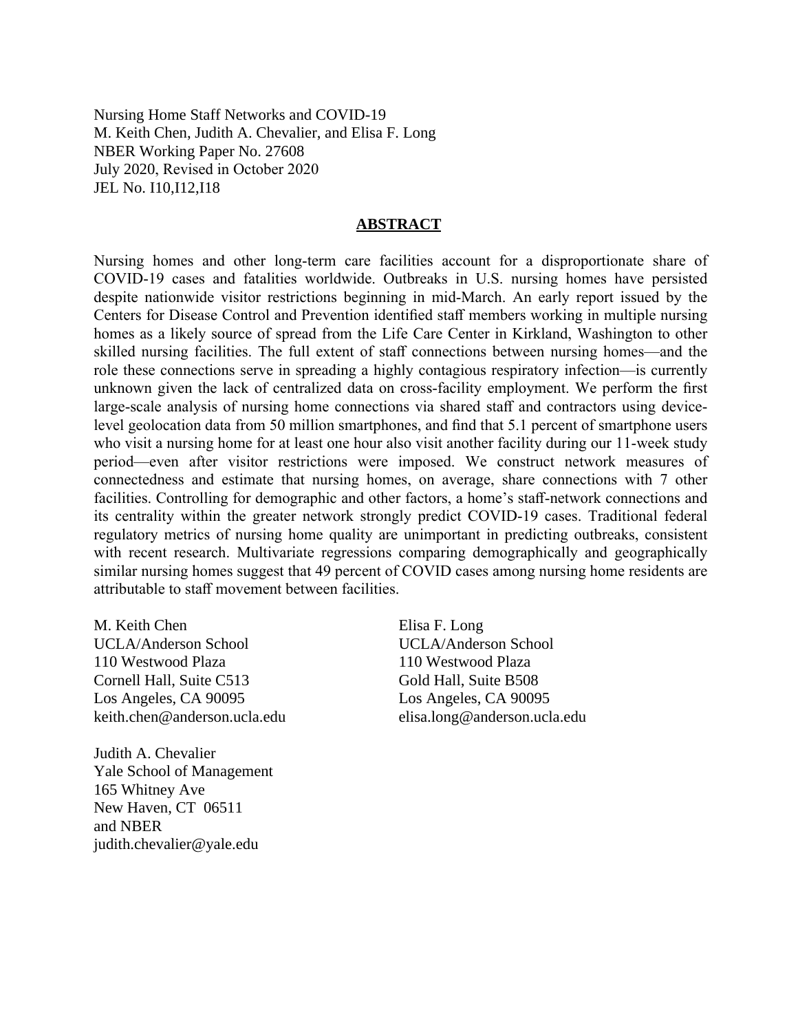Nursing Home Staff Networks and COVID-19
M. Keith Chen, Judith A. Chevalier, and Elisa F. Long
NBER Working Paper No. 27608
July 2020, Revised in October 2020
JEL No. I10,I12,I18

## ABSTRACT

Nursing homes and other long-term care facilities account for a disproportionate share of COVID-19 cases and fatalities worldwide. Outbreaks in U.S. nursing homes have persisted despite nationwide visitor restrictions beginning in mid-March. An early report issued by the Centers for Disease Control and Prevention identified staff members working in multiple nursing homes as a likely source of spread from the Life Care Center in Kirkland, Washington to other skilled nursing facilities. The full extent of staff connections between nursing homes—and the role these connections serve in spreading a highly contagious respiratory infection—is currently unknown given the lack of centralized data on cross-facility employment. We perform the first large-scale analysis of nursing home connections via shared staff and contractors using device-level geolocation data from 50 million smartphones, and find that 5.1 percent of smartphone users who visit a nursing home for at least one hour also visit another facility during our 11-week study period—even after visitor restrictions were imposed. We construct network measures of connectedness and estimate that nursing homes, on average, share connections with 7 other facilities. Controlling for demographic and other factors, a home's staff-network connections and its centrality within the greater network strongly predict COVID-19 cases. Traditional federal regulatory metrics of nursing home quality are unimportant in predicting outbreaks, consistent with recent research. Multivariate regressions comparing demographically and geographically similar nursing homes suggest that 49 percent of COVID cases among nursing home residents are attributable to staff movement between facilities.

M. Keith Chen
UCLA/Anderson School
110 Westwood Plaza
Cornell Hall, Suite C513
Los Angeles, CA 90095
keith.chen@anderson.ucla.edu

Judith A. Chevalier
Yale School of Management
165 Whitney Ave
New Haven, CT 06511
and NBER
judith.chevalier@yale.edu

Elisa F. Long
UCLA/Anderson School
110 Westwood Plaza
Gold Hall, Suite B508
Los Angeles, CA 90095
elisa.long@anderson.ucla.edu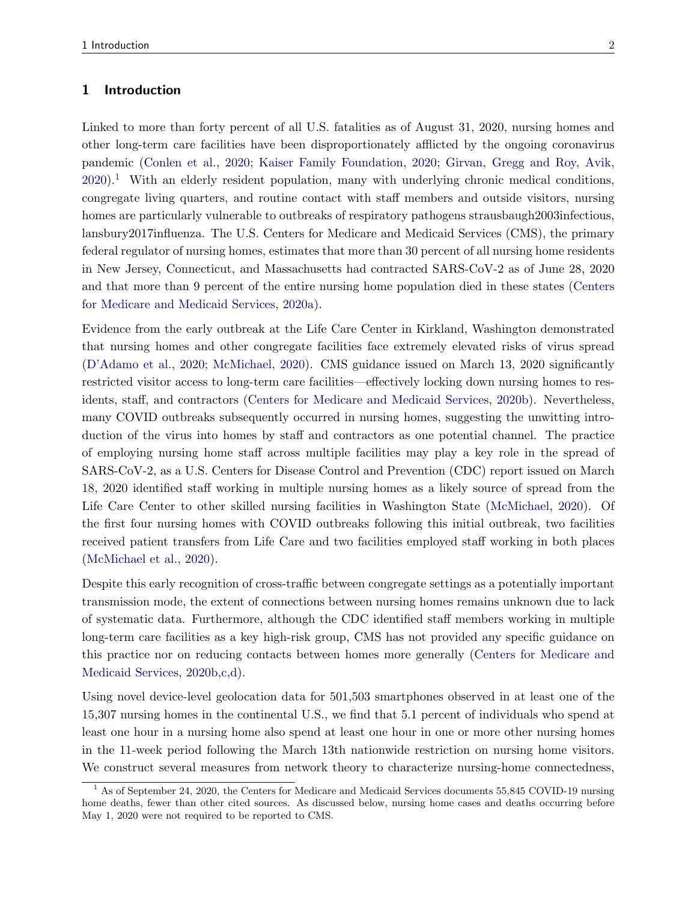## 1 Introduction

Linked to more than forty percent of all U.S. fatalities as of August 31, 2020, nursing homes and other long-term care facilities have been disproportionately afflicted by the ongoing coronavirus pandemic (Conlen et al., 2020; Kaiser Family Foundation, 2020; Girvan, Gregg and Roy, Avik, 2020).[1] With an elderly resident population, many with underlying chronic medical conditions, congregate living quarters, and routine contact with staff members and outside visitors, nursing homes are particularly vulnerable to outbreaks of respiratory pathogens strausbaugh2003infectious, lansbury2017influenza. The U.S. Centers for Medicare and Medicaid Services (CMS), the primary federal regulator of nursing homes, estimates that more than 30 percent of all nursing home residents in New Jersey, Connecticut, and Massachusetts had contracted SARS-CoV-2 as of June 28, 2020 and that more than 9 percent of the entire nursing home population died in these states (Centers for Medicare and Medicaid Services, 2020a).

Evidence from the early outbreak at the Life Care Center in Kirkland, Washington demonstrated that nursing homes and other congregate facilities face extremely elevated risks of virus spread (D'Adamo et al., 2020; McMichael, 2020). CMS guidance issued on March 13, 2020 significantly restricted visitor access to long-term care facilities—effectively locking down nursing homes to residents, staff, and contractors (Centers for Medicare and Medicaid Services, 2020b). Nevertheless, many COVID outbreaks subsequently occurred in nursing homes, suggesting the unwitting introduction of the virus into homes by staff and contractors as one potential channel. The practice of employing nursing home staff across multiple facilities may play a key role in the spread of SARS-CoV-2, as a U.S. Centers for Disease Control and Prevention (CDC) report issued on March 18, 2020 identified staff working in multiple nursing homes as a likely source of spread from the Life Care Center to other skilled nursing facilities in Washington State (McMichael, 2020). Of the first four nursing homes with COVID outbreaks following this initial outbreak, two facilities received patient transfers from Life Care and two facilities employed staff working in both places (McMichael et al., 2020).

Despite this early recognition of cross-traffic between congregate settings as a potentially important transmission mode, the extent of connections between nursing homes remains unknown due to lack of systematic data. Furthermore, although the CDC identified staff members working in multiple long-term care facilities as a key high-risk group, CMS has not provided any specific guidance on this practice nor on reducing contacts between homes more generally (Centers for Medicare and Medicaid Services, 2020b,c,d).

Using novel device-level geolocation data for 501,503 smartphones observed in at least one of the 15,307 nursing homes in the continental U.S., we find that 5.1 percent of individuals who spend at least one hour in a nursing home also spend at least one hour in one or more other nursing homes in the 11-week period following the March 13th nationwide restriction on nursing home visitors. We construct several measures from network theory to characterize nursing-home connectedness,

[1] As of September 24, 2020, the Centers for Medicare and Medicaid Services documents 55,845 COVID-19 nursing home deaths, fewer than other cited sources. As discussed below, nursing home cases and deaths occurring before May 1, 2020 were not required to be reported to CMS.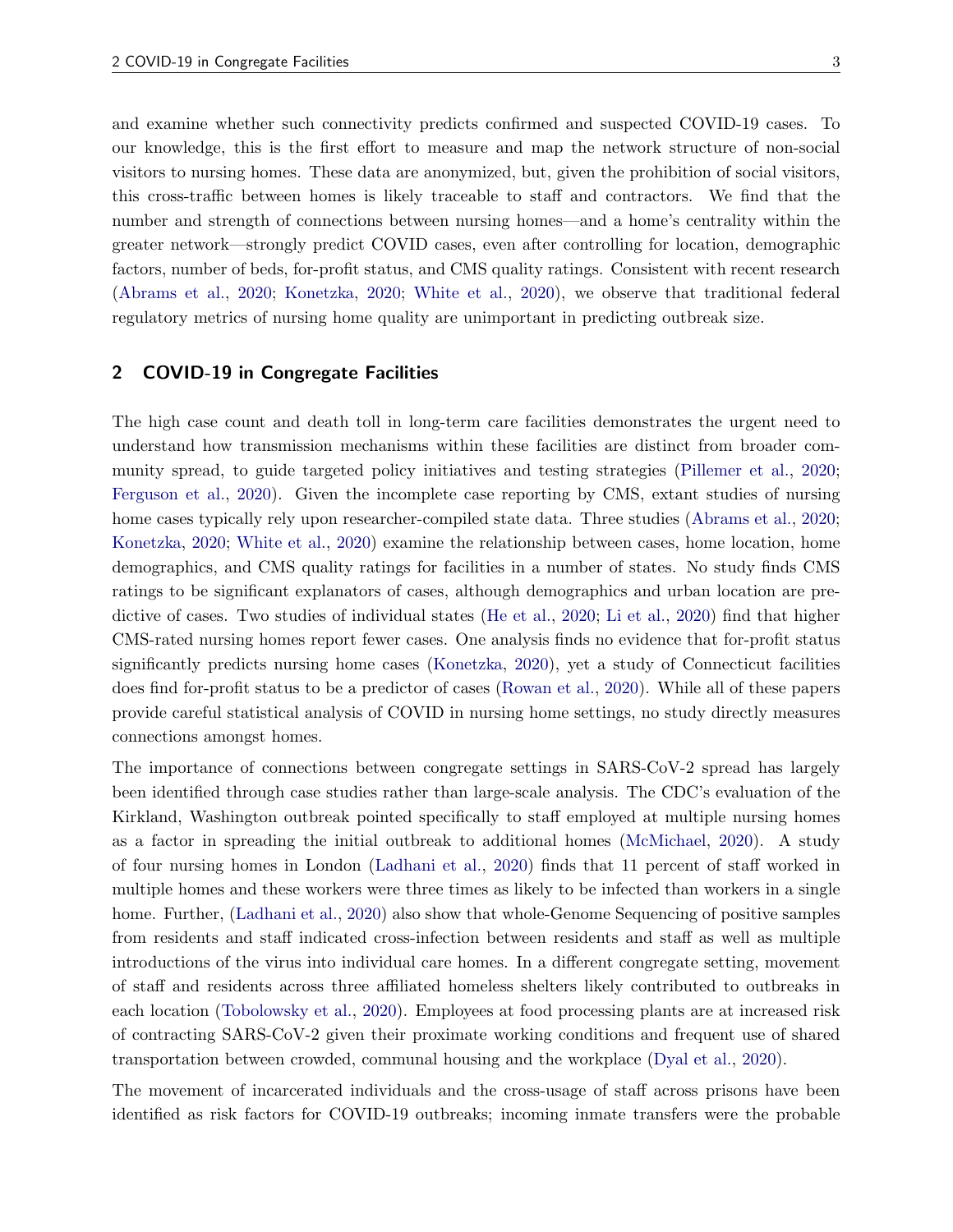and examine whether such connectivity predicts confirmed and suspected COVID-19 cases. To our knowledge, this is the first effort to measure and map the network structure of non-social visitors to nursing homes. These data are anonymized, but, given the prohibition of social visitors, this cross-traffic between homes is likely traceable to staff and contractors. We find that the number and strength of connections between nursing homes—and a home's centrality within the greater network—strongly predict COVID cases, even after controlling for location, demographic factors, number of beds, for-profit status, and CMS quality ratings. Consistent with recent research (Abrams et al., 2020; Konetzka, 2020; White et al., 2020), we observe that traditional federal regulatory metrics of nursing home quality are unimportant in predicting outbreak size.

## 2 COVID-19 in Congregate Facilities

The high case count and death toll in long-term care facilities demonstrates the urgent need to understand how transmission mechanisms within these facilities are distinct from broader community spread, to guide targeted policy initiatives and testing strategies (Pillemer et al., 2020; Ferguson et al., 2020). Given the incomplete case reporting by CMS, extant studies of nursing home cases typically rely upon researcher-compiled state data. Three studies (Abrams et al., 2020; Konetzka, 2020; White et al., 2020) examine the relationship between cases, home location, home demographics, and CMS quality ratings for facilities in a number of states. No study finds CMS ratings to be significant explanators of cases, although demographics and urban location are predictive of cases. Two studies of individual states (He et al., 2020; Li et al., 2020) find that higher CMS-rated nursing homes report fewer cases. One analysis finds no evidence that for-profit status significantly predicts nursing home cases (Konetzka, 2020), yet a study of Connecticut facilities does find for-profit status to be a predictor of cases (Rowan et al., 2020). While all of these papers provide careful statistical analysis of COVID in nursing home settings, no study directly measures connections amongst homes.

The importance of connections between congregate settings in SARS-CoV-2 spread has largely been identified through case studies rather than large-scale analysis. The CDC's evaluation of the Kirkland, Washington outbreak pointed specifically to staff employed at multiple nursing homes as a factor in spreading the initial outbreak to additional homes (McMichael, 2020). A study of four nursing homes in London (Ladhani et al., 2020) finds that 11 percent of staff worked in multiple homes and these workers were three times as likely to be infected than workers in a single home. Further, (Ladhani et al., 2020) also show that whole-Genome Sequencing of positive samples from residents and staff indicated cross-infection between residents and staff as well as multiple introductions of the virus into individual care homes. In a different congregate setting, movement of staff and residents across three affiliated homeless shelters likely contributed to outbreaks in each location (Tobolowsky et al., 2020). Employees at food processing plants are at increased risk of contracting SARS-CoV-2 given their proximate working conditions and frequent use of shared transportation between crowded, communal housing and the workplace (Dyal et al., 2020).

The movement of incarcerated individuals and the cross-usage of staff across prisons have been identified as risk factors for COVID-19 outbreaks; incoming inmate transfers were the probable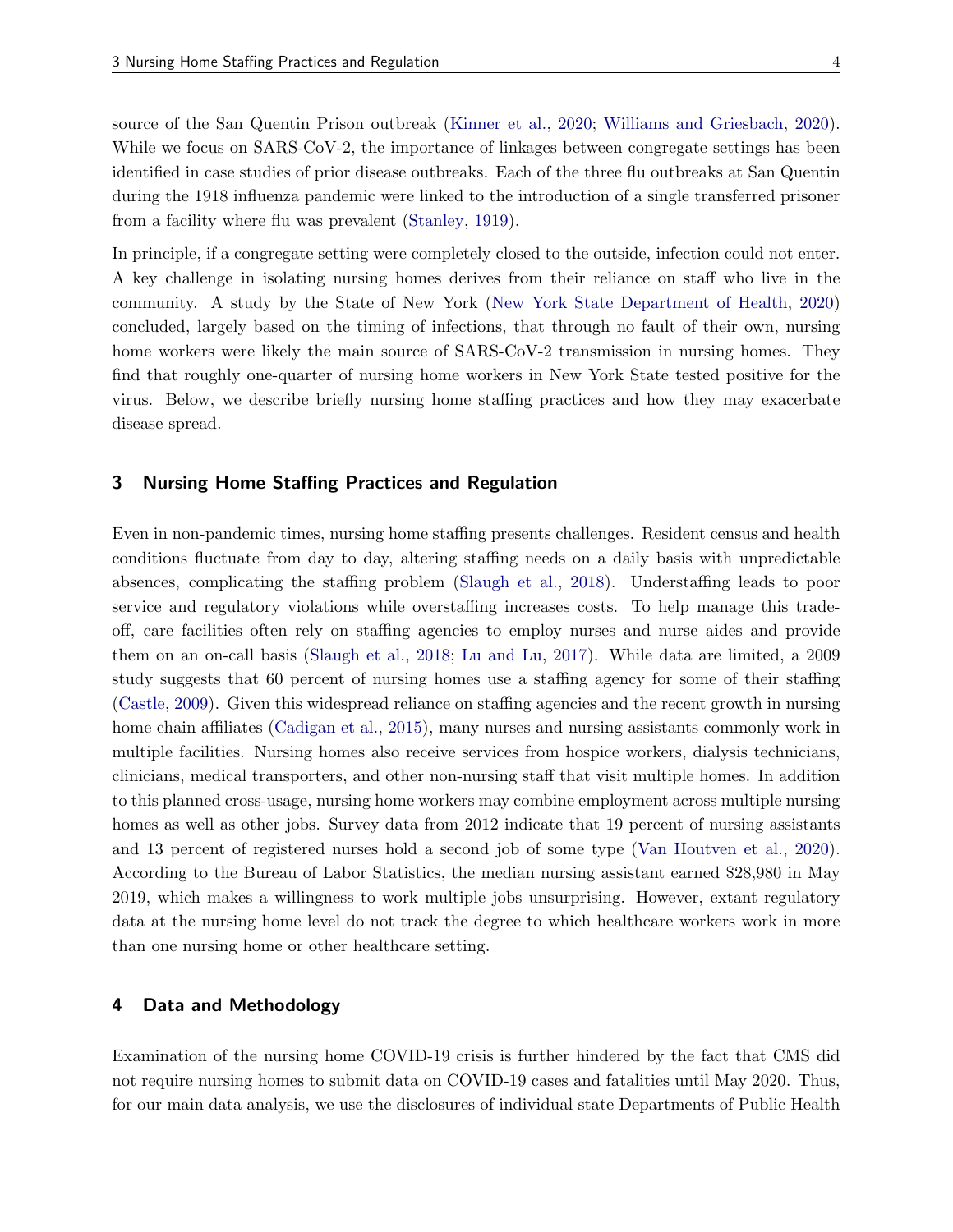source of the San Quentin Prison outbreak (Kinner et al., 2020; Williams and Griesbach, 2020). While we focus on SARS-CoV-2, the importance of linkages between congregate settings has been identified in case studies of prior disease outbreaks. Each of the three flu outbreaks at San Quentin during the 1918 influenza pandemic were linked to the introduction of a single transferred prisoner from a facility where flu was prevalent (Stanley, 1919).

In principle, if a congregate setting were completely closed to the outside, infection could not enter. A key challenge in isolating nursing homes derives from their reliance on staff who live in the community. A study by the State of New York (New York State Department of Health, 2020) concluded, largely based on the timing of infections, that through no fault of their own, nursing home workers were likely the main source of SARS-CoV-2 transmission in nursing homes. They find that roughly one-quarter of nursing home workers in New York State tested positive for the virus. Below, we describe briefly nursing home staffing practices and how they may exacerbate disease spread.

## 3 Nursing Home Staffing Practices and Regulation

Even in non-pandemic times, nursing home staffing presents challenges. Resident census and health conditions fluctuate from day to day, altering staffing needs on a daily basis with unpredictable absences, complicating the staffing problem (Slaugh et al., 2018). Understaffing leads to poor service and regulatory violations while overstaffing increases costs. To help manage this trade-off, care facilities often rely on staffing agencies to employ nurses and nurse aides and provide them on an on-call basis (Slaugh et al., 2018; Lu and Lu, 2017). While data are limited, a 2009 study suggests that 60 percent of nursing homes use a staffing agency for some of their staffing (Castle, 2009). Given this widespread reliance on staffing agencies and the recent growth in nursing home chain affiliates (Cadigan et al., 2015), many nurses and nursing assistants commonly work in multiple facilities. Nursing homes also receive services from hospice workers, dialysis technicians, clinicians, medical transporters, and other non-nursing staff that visit multiple homes. In addition to this planned cross-usage, nursing home workers may combine employment across multiple nursing homes as well as other jobs. Survey data from 2012 indicate that 19 percent of nursing assistants and 13 percent of registered nurses hold a second job of some type (Van Houtven et al., 2020). According to the Bureau of Labor Statistics, the median nursing assistant earned $28,980 in May 2019, which makes a willingness to work multiple jobs unsurprising. However, extant regulatory data at the nursing home level do not track the degree to which healthcare workers work in more than one nursing home or other healthcare setting.

## 4 Data and Methodology

Examination of the nursing home COVID-19 crisis is further hindered by the fact that CMS did not require nursing homes to submit data on COVID-19 cases and fatalities until May 2020. Thus, for our main data analysis, we use the disclosures of individual state Departments of Public Health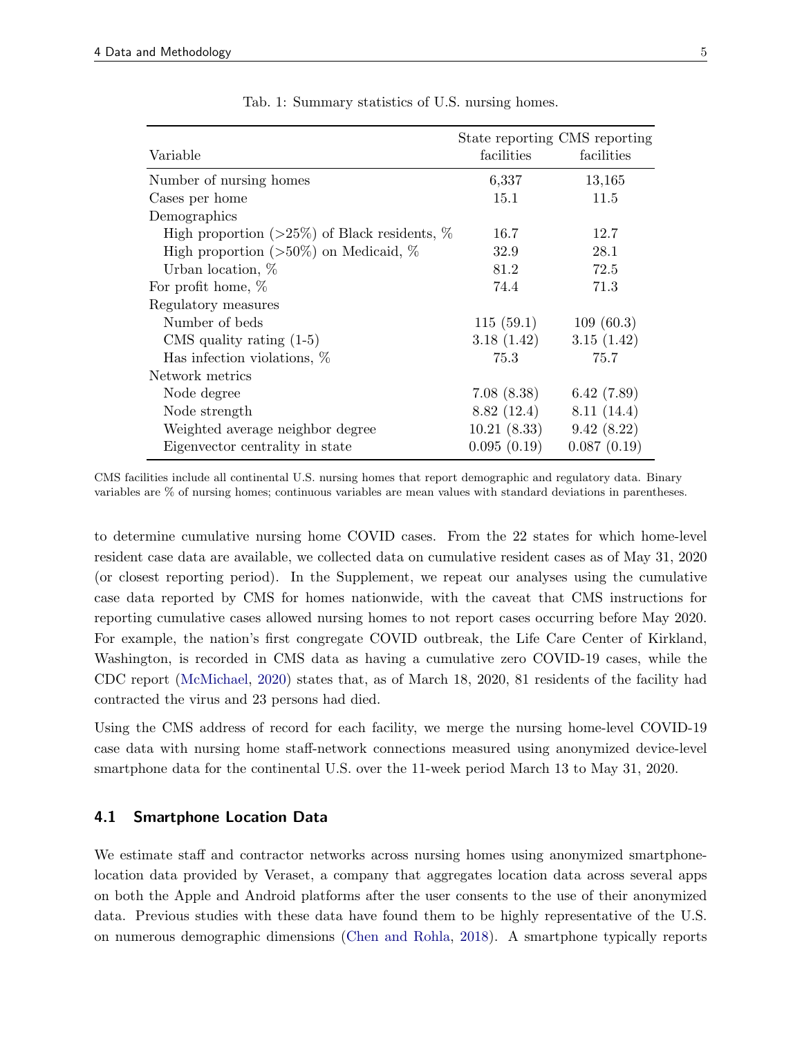Tab. 1: Summary statistics of U.S. nursing homes.

| Variable | State reporting facilities | CMS reporting facilities |
|---|---|---|
| Number of nursing homes | 6,337 | 13,165 |
| Cases per home | 15.1 | 11.5 |
| Demographics | | |
| High proportion (>25%) of Black residents, % | 16.7 | 12.7 |
| High proportion (>50%) on Medicaid, % | 32.9 | 28.1 |
| Urban location, % | 81.2 | 72.5 |
| For profit home, % | 74.4 | 71.3 |
| Regulatory measures | | |
| Number of beds | 115 (59.1) | 109 (60.3) |
| CMS quality rating (1-5) | 3.18 (1.42) | 3.15 (1.42) |
| Has infection violations, % | 75.3 | 75.7 |
| Network metrics | | |
| Node degree | 7.08 (8.38) | 6.42 (7.89) |
| Node strength | 8.82 (12.4) | 8.11 (14.4) |
| Weighted average neighbor degree | 10.21 (8.33) | 9.42 (8.22) |
| Eigenvector centrality in state | 0.095 (0.19) | 0.087 (0.19) |

CMS facilities include all continental U.S. nursing homes that report demographic and regulatory data. Binary variables are % of nursing homes; continuous variables are mean values with standard deviations in parentheses.

to determine cumulative nursing home COVID cases. From the 22 states for which home-level resident case data are available, we collected data on cumulative resident cases as of May 31, 2020 (or closest reporting period). In the Supplement, we repeat our analyses using the cumulative case data reported by CMS for homes nationwide, with the caveat that CMS instructions for reporting cumulative cases allowed nursing homes to not report cases occurring before May 2020. For example, the nation's first congregate COVID outbreak, the Life Care Center of Kirkland, Washington, is recorded in CMS data as having a cumulative zero COVID-19 cases, while the CDC report (McMichael, 2020) states that, as of March 18, 2020, 81 residents of the facility had contracted the virus and 23 persons had died.

Using the CMS address of record for each facility, we merge the nursing home-level COVID-19 case data with nursing home staff-network connections measured using anonymized device-level smartphone data for the continental U.S. over the 11-week period March 13 to May 31, 2020.

### 4.1 Smartphone Location Data

We estimate staff and contractor networks across nursing homes using anonymized smartphone-location data provided by Veraset, a company that aggregates location data across several apps on both the Apple and Android platforms after the user consents to the use of their anonymized data. Previous studies with these data have found them to be highly representative of the U.S. on numerous demographic dimensions (Chen and Rohla, 2018). A smartphone typically reports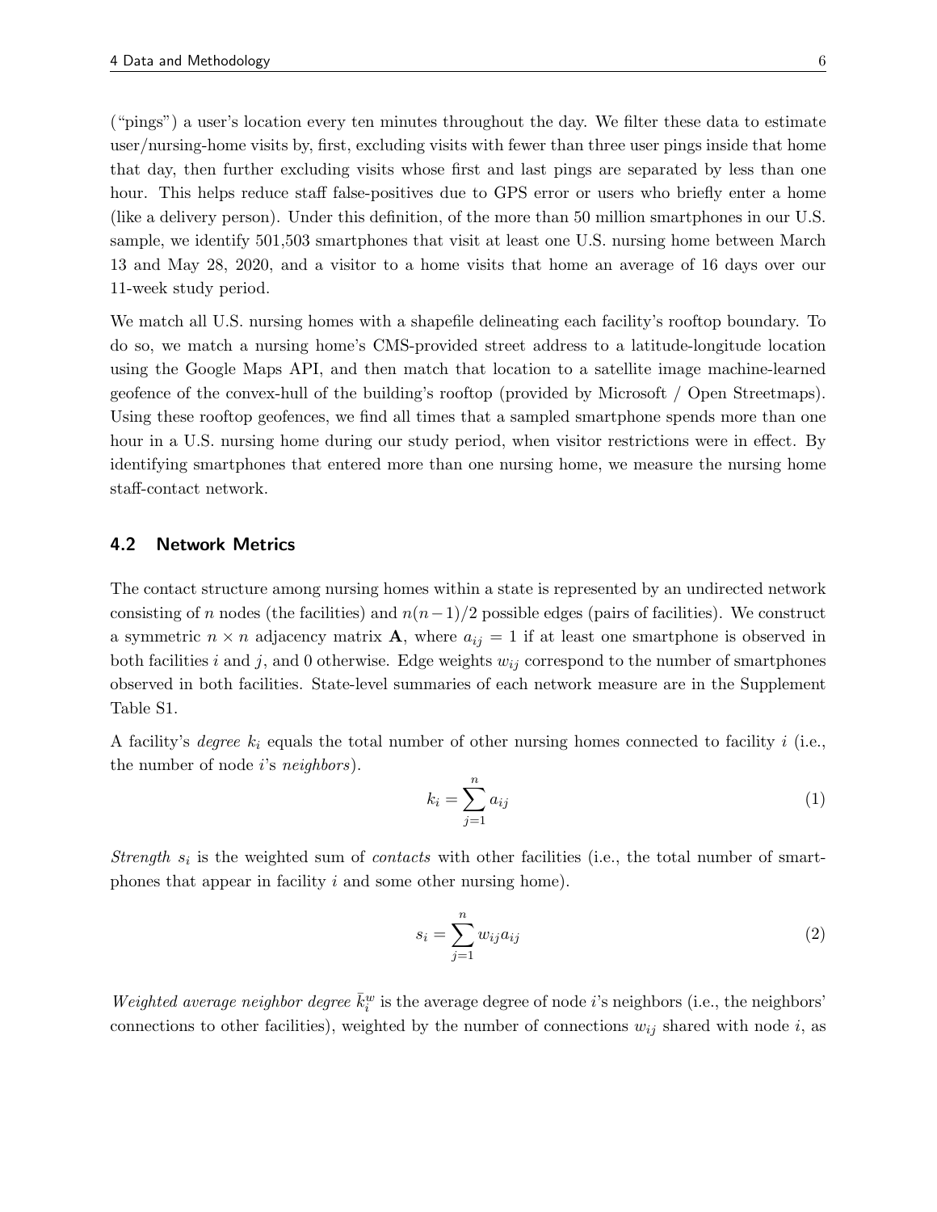("pings") a user's location every ten minutes throughout the day. We filter these data to estimate user/nursing-home visits by, first, excluding visits with fewer than three user pings inside that home that day, then further excluding visits whose first and last pings are separated by less than one hour. This helps reduce staff false-positives due to GPS error or users who briefly enter a home (like a delivery person). Under this definition, of the more than 50 million smartphones in our U.S. sample, we identify 501,503 smartphones that visit at least one U.S. nursing home between March 13 and May 28, 2020, and a visitor to a home visits that home an average of 16 days over our 11-week study period.

We match all U.S. nursing homes with a shapefile delineating each facility's rooftop boundary. To do so, we match a nursing home's CMS-provided street address to a latitude-longitude location using the Google Maps API, and then match that location to a satellite image machine-learned geofence of the convex-hull of the building's rooftop (provided by Microsoft / Open Streetmaps). Using these rooftop geofences, we find all times that a sampled smartphone spends more than one hour in a U.S. nursing home during our study period, when visitor restrictions were in effect. By identifying smartphones that entered more than one nursing home, we measure the nursing home staff-contact network.

### 4.2 Network Metrics

The contact structure among nursing homes within a state is represented by an undirected network consisting of $n$ nodes (the facilities) and $n(n-1)/2$ possible edges (pairs of facilities). We construct a symmetric $n \times n$ adjacency matrix $\mathbf{A}$, where $a_{ij} = 1$ if at least one smartphone is observed in both facilities $i$ and $j$, and 0 otherwise. Edge weights $w_{ij}$ correspond to the number of smartphones observed in both facilities. State-level summaries of each network measure are in the Supplement Table S1.

A facility's *degree* $k_i$ equals the total number of other nursing homes connected to facility $i$ (i.e., the number of node $i$'s *neighbors*).

$$k_i = \sum_{j=1}^{n} a_{ij} \tag{1}$$

*Strength* $s_i$ is the weighted sum of *contacts* with other facilities (i.e., the total number of smartphones that appear in facility $i$ and some other nursing home).

$$s_i = \sum_{j=1}^{n} w_{ij} a_{ij} \tag{2}$$

*Weighted average neighbor degree* $\bar{k}_i^w$ is the average degree of node $i$'s neighbors (i.e., the neighbors' connections to other facilities), weighted by the number of connections $w_{ij}$ shared with node $i$, as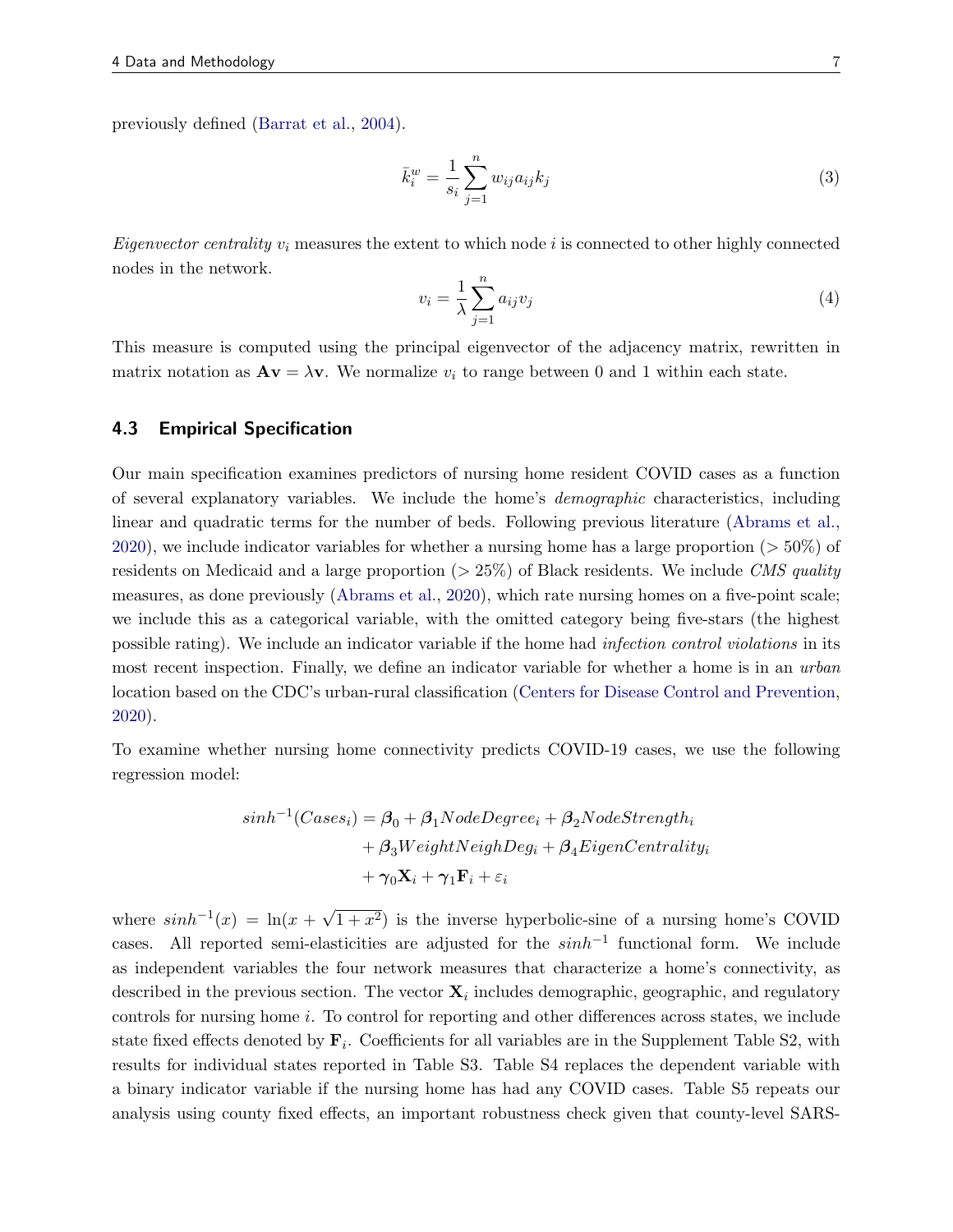previously defined (Barrat et al., 2004).

$$\bar{k}_i^w = \frac{1}{s_i}\sum_{j=1}^{n} w_{ij} a_{ij} k_j \tag{3}$$

*Eigenvector centrality* $v_i$ measures the extent to which node $i$ is connected to other highly connected nodes in the network.

$$v_i = \frac{1}{\lambda}\sum_{j=1}^{n} a_{ij} v_j \tag{4}$$

This measure is computed using the principal eigenvector of the adjacency matrix, rewritten in matrix notation as $\mathbf{A}\mathbf{v} = \lambda\mathbf{v}$. We normalize $v_i$ to range between 0 and 1 within each state.

### 4.3 Empirical Specification

Our main specification examines predictors of nursing home resident COVID cases as a function of several explanatory variables. We include the home's *demographic* characteristics, including linear and quadratic terms for the number of beds. Following previous literature (Abrams et al., 2020), we include indicator variables for whether a nursing home has a large proportion ($> 50\%$) of residents on Medicaid and a large proportion ($> 25\%$) of Black residents. We include *CMS quality* measures, as done previously (Abrams et al., 2020), which rate nursing homes on a five-point scale; we include this as a categorical variable, with the omitted category being five-stars (the highest possible rating). We include an indicator variable if the home had *infection control violations* in its most recent inspection. Finally, we define an indicator variable for whether a home is in an *urban* location based on the CDC's urban-rural classification (Centers for Disease Control and Prevention, 2020).

To examine whether nursing home connectivity predicts COVID-19 cases, we use the following regression model:

$$\begin{aligned} sinh^{-1}(Cases_i) = \boldsymbol{\beta}_0 &+ \boldsymbol{\beta}_1 NodeDegree_i + \boldsymbol{\beta}_2 NodeStrength_i \\ &+ \boldsymbol{\beta}_3 WeightNeighDeg_i + \boldsymbol{\beta}_4 EigenCentrality_i \\ &+ \boldsymbol{\gamma}_0 \mathbf{X}_i + \boldsymbol{\gamma}_1 \mathbf{F}_i + \varepsilon_i \end{aligned}$$

where $sinh^{-1}(x) = \ln(x + \sqrt{1 + x^2})$ is the inverse hyperbolic-sine of a nursing home's COVID cases. All reported semi-elasticities are adjusted for the $sinh^{-1}$ functional form. We include as independent variables the four network measures that characterize a home's connectivity, as described in the previous section. The vector $\mathbf{X}_i$ includes demographic, geographic, and regulatory controls for nursing home $i$. To control for reporting and other differences across states, we include state fixed effects denoted by $\mathbf{F}_i$. Coefficients for all variables are in the Supplement Table S2, with results for individual states reported in Table S3. Table S4 replaces the dependent variable with a binary indicator variable if the nursing home has had any COVID cases. Table S5 repeats our analysis using county fixed effects, an important robustness check given that county-level SARS-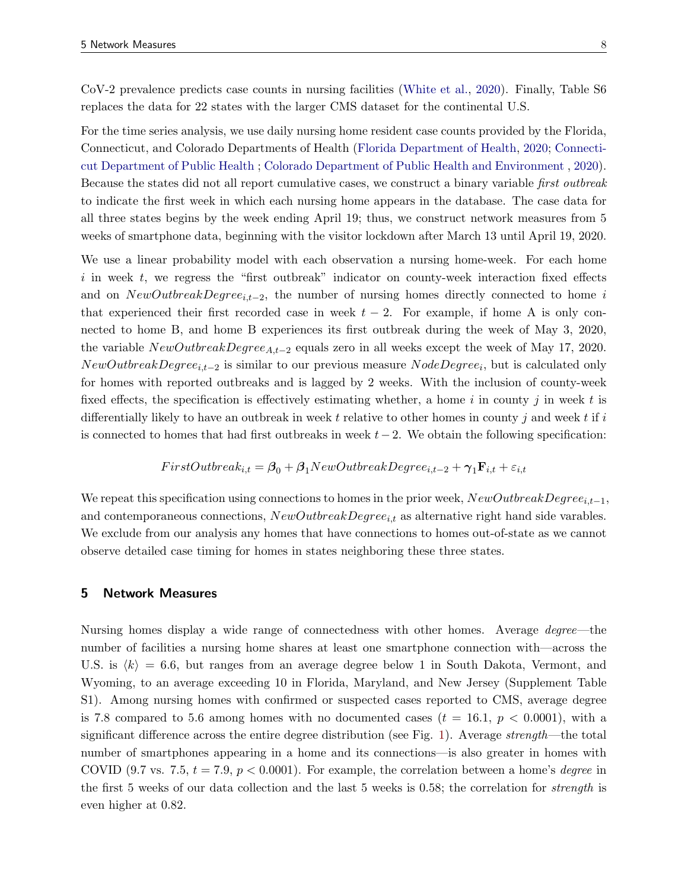CoV-2 prevalence predicts case counts in nursing facilities (White et al., 2020). Finally, Table S6 replaces the data for 22 states with the larger CMS dataset for the continental U.S.

For the time series analysis, we use daily nursing home resident case counts provided by the Florida, Connecticut, and Colorado Departments of Health (Florida Department of Health, 2020; Connecticut Department of Public Health ; Colorado Department of Public Health and Environment , 2020). Because the states did not all report cumulative cases, we construct a binary variable *first outbreak* to indicate the first week in which each nursing home appears in the database. The case data for all three states begins by the week ending April 19; thus, we construct network measures from 5 weeks of smartphone data, beginning with the visitor lockdown after March 13 until April 19, 2020.

We use a linear probability model with each observation a nursing home-week. For each home $i$ in week $t$, we regress the "first outbreak" indicator on county-week interaction fixed effects and on $NewOutbreakDegree_{i,t-2}$, the number of nursing homes directly connected to home $i$ that experienced their first recorded case in week $t-2$. For example, if home A is only connected to home B, and home B experiences its first outbreak during the week of May 3, 2020, the variable $NewOutbreakDegree_{A,t-2}$ equals zero in all weeks except the week of May 17, 2020. $NewOutbreakDegree_{i,t-2}$ is similar to our previous measure $NodeDegree_i$, but is calculated only for homes with reported outbreaks and is lagged by 2 weeks. With the inclusion of county-week fixed effects, the specification is effectively estimating whether, a home $i$ in county $j$ in week $t$ is differentially likely to have an outbreak in week $t$ relative to other homes in county $j$ and week $t$ if $i$ is connected to homes that had first outbreaks in week $t-2$. We obtain the following specification:

$$FirstOutbreak_{i,t} = \boldsymbol{\beta}_0 + \boldsymbol{\beta}_1 NewOutbreakDegree_{i,t-2} + \boldsymbol{\gamma}_1 \mathbf{F}_{i,t} + \varepsilon_{i,t}$$

We repeat this specification using connections to homes in the prior week, $NewOutbreakDegree_{i,t-1}$, and contemporaneous connections, $NewOutbreakDegree_{i,t}$ as alternative right hand side varables. We exclude from our analysis any homes that have connections to homes out-of-state as we cannot observe detailed case timing for homes in states neighboring these three states.

## 5 Network Measures

Nursing homes display a wide range of connectedness with other homes. Average *degree*—the number of facilities a nursing home shares at least one smartphone connection with—across the U.S. is $\langle k \rangle = 6.6$, but ranges from an average degree below 1 in South Dakota, Vermont, and Wyoming, to an average exceeding 10 in Florida, Maryland, and New Jersey (Supplement Table S1). Among nursing homes with confirmed or suspected cases reported to CMS, average degree is 7.8 compared to 5.6 among homes with no documented cases ($t = 16.1$, $p < 0.0001$), with a significant difference across the entire degree distribution (see Fig. 1). Average *strength*—the total number of smartphones appearing in a home and its connections—is also greater in homes with COVID (9.7 vs. 7.5, $t = 7.9$, $p < 0.0001$). For example, the correlation between a home's *degree* in the first 5 weeks of our data collection and the last 5 weeks is 0.58; the correlation for *strength* is even higher at 0.82.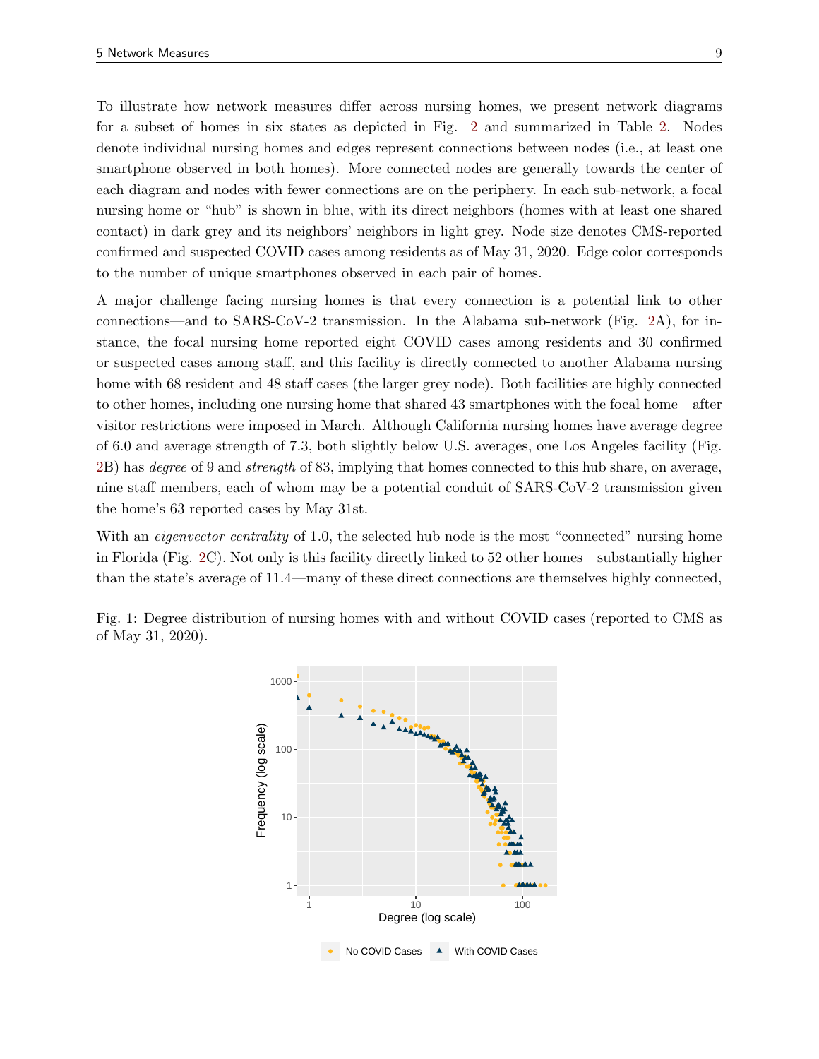To illustrate how network measures differ across nursing homes, we present network diagrams for a subset of homes in six states as depicted in Fig. 2 and summarized in Table 2. Nodes denote individual nursing homes and edges represent connections between nodes (i.e., at least one smartphone observed in both homes). More connected nodes are generally towards the center of each diagram and nodes with fewer connections are on the periphery. In each sub-network, a focal nursing home or "hub" is shown in blue, with its direct neighbors (homes with at least one shared contact) in dark grey and its neighbors' neighbors in light grey. Node size denotes CMS-reported confirmed and suspected COVID cases among residents as of May 31, 2020. Edge color corresponds to the number of unique smartphones observed in each pair of homes.

A major challenge facing nursing homes is that every connection is a potential link to other connections—and to SARS-CoV-2 transmission. In the Alabama sub-network (Fig. 2A), for instance, the focal nursing home reported eight COVID cases among residents and 30 confirmed or suspected cases among staff, and this facility is directly connected to another Alabama nursing home with 68 resident and 48 staff cases (the larger grey node). Both facilities are highly connected to other homes, including one nursing home that shared 43 smartphones with the focal home—after visitor restrictions were imposed in March. Although California nursing homes have average degree of 6.0 and average strength of 7.3, both slightly below U.S. averages, one Los Angeles facility (Fig. 2B) has *degree* of 9 and *strength* of 83, implying that homes connected to this hub share, on average, nine staff members, each of whom may be a potential conduit of SARS-CoV-2 transmission given the home's 63 reported cases by May 31st.

With an *eigenvector centrality* of 1.0, the selected hub node is the most "connected" nursing home in Florida (Fig. 2C). Not only is this facility directly linked to 52 other homes—substantially higher than the state's average of 11.4—many of these direct connections are themselves highly connected,

Fig. 1: Degree distribution of nursing homes with and without COVID cases (reported to CMS as of May 31, 2020).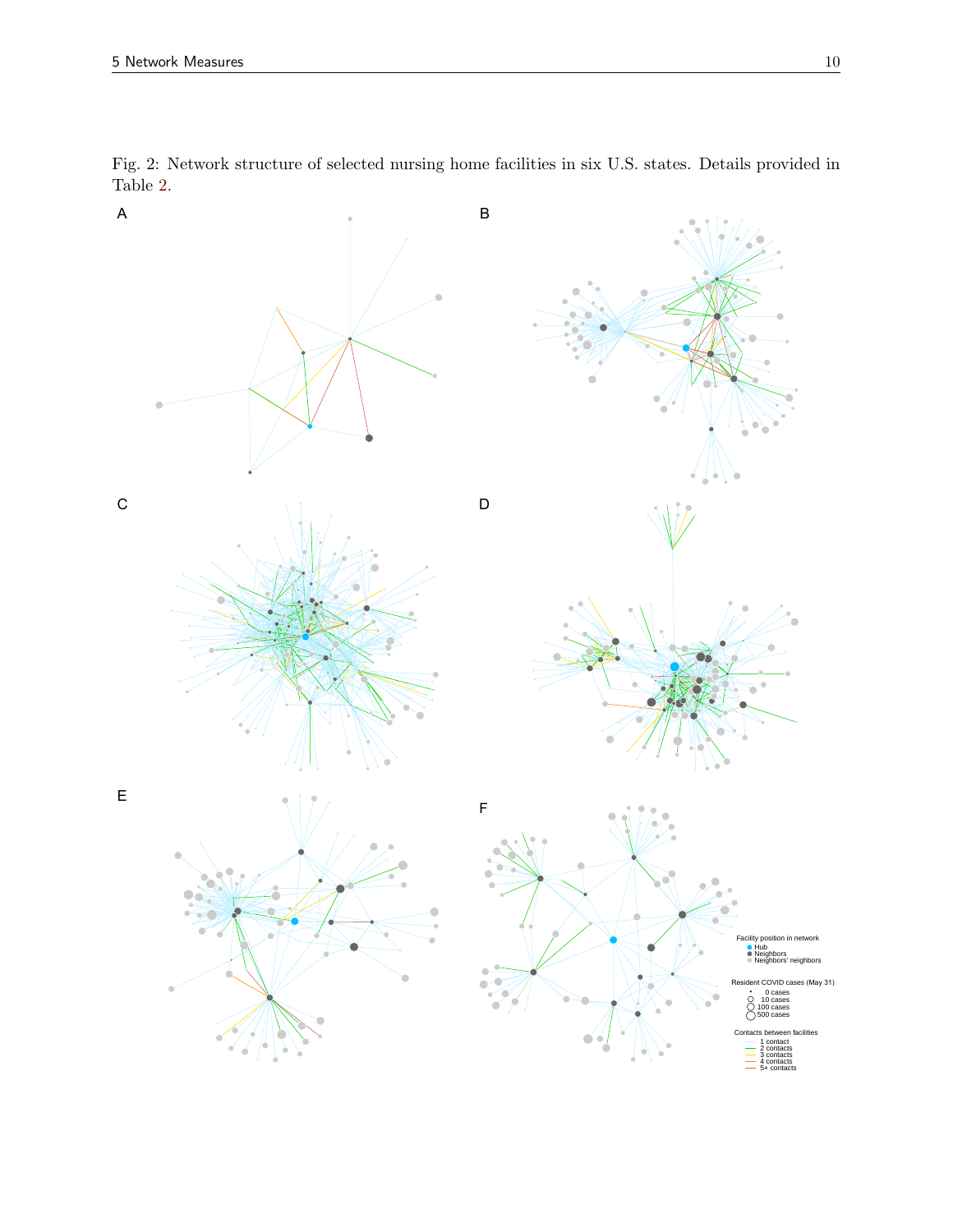Fig. 2: Network structure of selected nursing home facilities in six U.S. states. Details provided in Table 2.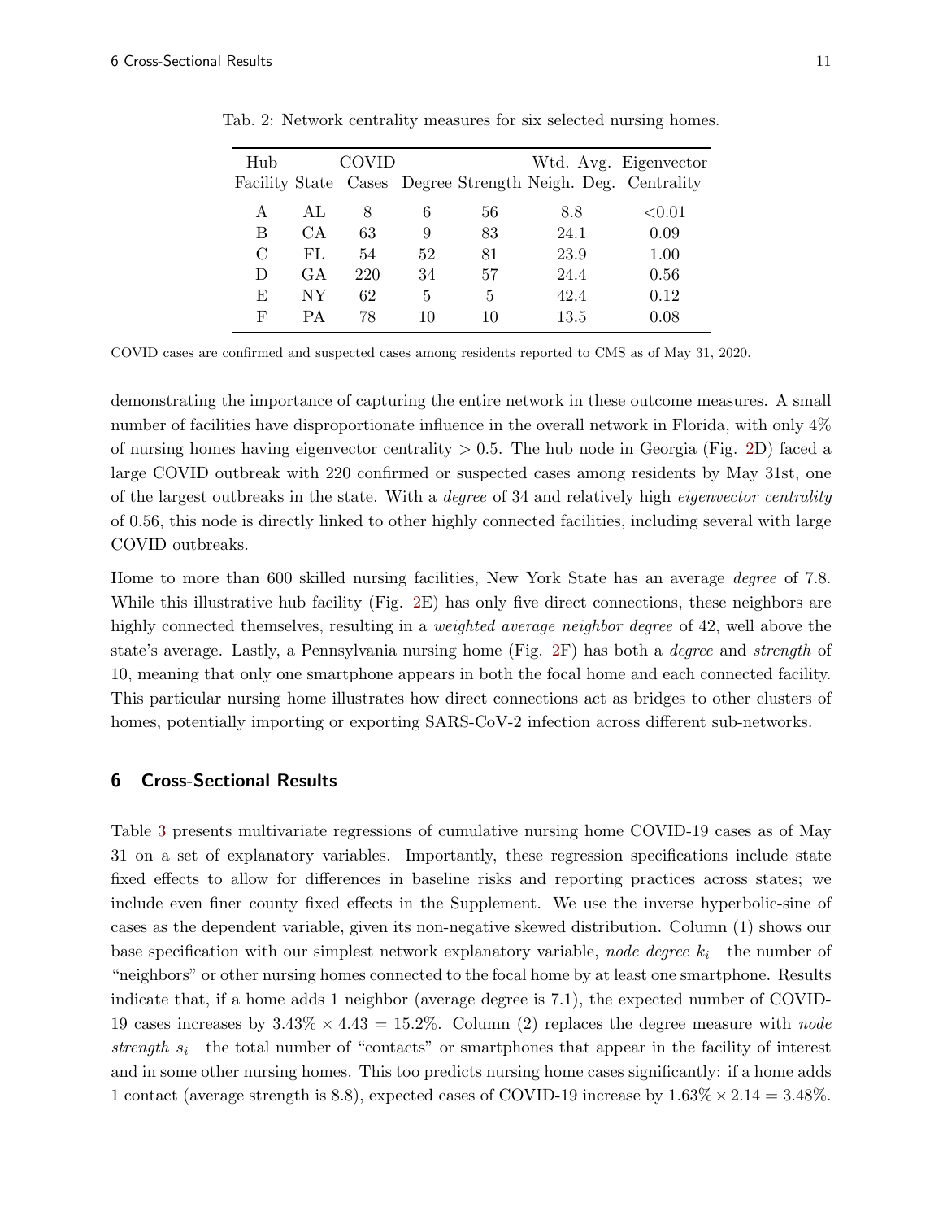Tab. 2: Network centrality measures for six selected nursing homes.

| Hub Facility | State | COVID Cases | Degree | Strength | Wtd. Avg. Neigh. Deg. | Eigenvector Centrality |
|---|---|---|---|---|---|---|
| A | AL | 8 | 6 | 56 | 8.8 | <0.01 |
| B | CA | 63 | 9 | 83 | 24.1 | 0.09 |
| C | FL | 54 | 52 | 81 | 23.9 | 1.00 |
| D | GA | 220 | 34 | 57 | 24.4 | 0.56 |
| E | NY | 62 | 5 | 5 | 42.4 | 0.12 |
| F | PA | 78 | 10 | 10 | 13.5 | 0.08 |

COVID cases are confirmed and suspected cases among residents reported to CMS as of May 31, 2020.

demonstrating the importance of capturing the entire network in these outcome measures. A small number of facilities have disproportionate influence in the overall network in Florida, with only 4% of nursing homes having eigenvector centrality $> 0.5$. The hub node in Georgia (Fig. 2D) faced a large COVID outbreak with 220 confirmed or suspected cases among residents by May 31st, one of the largest outbreaks in the state. With a *degree* of 34 and relatively high *eigenvector centrality* of 0.56, this node is directly linked to other highly connected facilities, including several with large COVID outbreaks.

Home to more than 600 skilled nursing facilities, New York State has an average *degree* of 7.8. While this illustrative hub facility (Fig. 2E) has only five direct connections, these neighbors are highly connected themselves, resulting in a *weighted average neighbor degree* of 42, well above the state's average. Lastly, a Pennsylvania nursing home (Fig. 2F) has both a *degree* and *strength* of 10, meaning that only one smartphone appears in both the focal home and each connected facility. This particular nursing home illustrates how direct connections act as bridges to other clusters of homes, potentially importing or exporting SARS-CoV-2 infection across different sub-networks.

## 6 Cross-Sectional Results

Table 3 presents multivariate regressions of cumulative nursing home COVID-19 cases as of May 31 on a set of explanatory variables. Importantly, these regression specifications include state fixed effects to allow for differences in baseline risks and reporting practices across states; we include even finer county fixed effects in the Supplement. We use the inverse hyperbolic-sine of cases as the dependent variable, given its non-negative skewed distribution. Column (1) shows our base specification with our simplest network explanatory variable, *node degree* $k_i$—the number of "neighbors" or other nursing homes connected to the focal home by at least one smartphone. Results indicate that, if a home adds 1 neighbor (average degree is 7.1), the expected number of COVID-19 cases increases by $3.43\% \times 4.43 = 15.2\%$. Column (2) replaces the degree measure with *node strength* $s_i$—the total number of "contacts" or smartphones that appear in the facility of interest and in some other nursing homes. This too predicts nursing home cases significantly: if a home adds 1 contact (average strength is 8.8), expected cases of COVID-19 increase by $1.63\% \times 2.14 = 3.48\%$.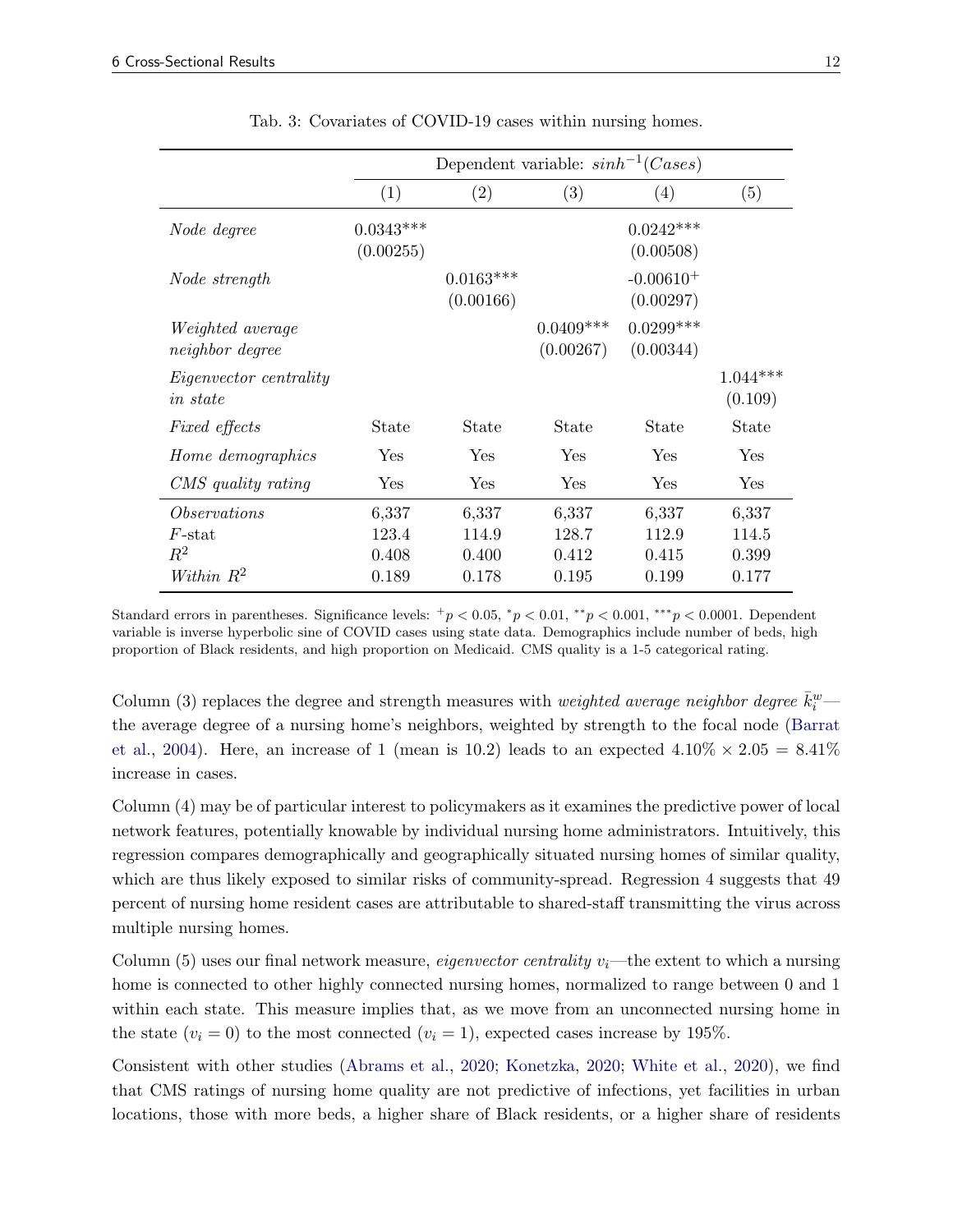Tab. 3: Covariates of COVID-19 cases within nursing homes.

| | Dependent variable: $sinh^{-1}(Cases)$ | | | | |
|---|---|---|---|---|---|
| | (1) | (2) | (3) | (4) | (5) |
| *Node degree* | 0.0343*** (0.00255) | | | 0.0242*** (0.00508) | |
| *Node strength* | | 0.0163*** (0.00166) | | -0.00610$^{+}$ (0.00297) | |
| *Weighted average neighbor degree* | | | 0.0409*** (0.00267) | 0.0299*** (0.00344) | |
| *Eigenvector centrality in state* | | | | | 1.044*** (0.109) |
| *Fixed effects* | State | State | State | State | State |
| *Home demographics* | Yes | Yes | Yes | Yes | Yes |
| *CMS quality rating* | Yes | Yes | Yes | Yes | Yes |
| *Observations* | 6,337 | 6,337 | 6,337 | 6,337 | 6,337 |
| $F$-stat | 123.4 | 114.9 | 128.7 | 112.9 | 114.5 |
| $R^2$ | 0.408 | 0.400 | 0.412 | 0.415 | 0.399 |
| *Within* $R^2$ | 0.189 | 0.178 | 0.195 | 0.199 | 0.177 |

Standard errors in parentheses. Significance levels: $^{+}p < 0.05$, $^{*}p < 0.01$, $^{**}p < 0.001$, $^{***}p < 0.0001$. Dependent variable is inverse hyperbolic sine of COVID cases using state data. Demographics include number of beds, high proportion of Black residents, and high proportion on Medicaid. CMS quality is a 1-5 categorical rating.

Column (3) replaces the degree and strength measures with *weighted average neighbor degree* $\bar{k}_i^w$—the average degree of a nursing home's neighbors, weighted by strength to the focal node (Barrat et al., 2004). Here, an increase of 1 (mean is 10.2) leads to an expected $4.10\% \times 2.05 = 8.41\%$ increase in cases.

Column (4) may be of particular interest to policymakers as it examines the predictive power of local network features, potentially knowable by individual nursing home administrators. Intuitively, this regression compares demographically and geographically situated nursing homes of similar quality, which are thus likely exposed to similar risks of community-spread. Regression 4 suggests that 49 percent of nursing home resident cases are attributable to shared-staff transmitting the virus across multiple nursing homes.

Column (5) uses our final network measure, *eigenvector centrality* $v_i$—the extent to which a nursing home is connected to other highly connected nursing homes, normalized to range between 0 and 1 within each state. This measure implies that, as we move from an unconnected nursing home in the state ($v_i = 0$) to the most connected ($v_i = 1$), expected cases increase by 195%.

Consistent with other studies (Abrams et al., 2020; Konetzka, 2020; White et al., 2020), we find that CMS ratings of nursing home quality are not predictive of infections, yet facilities in urban locations, those with more beds, a higher share of Black residents, or a higher share of residents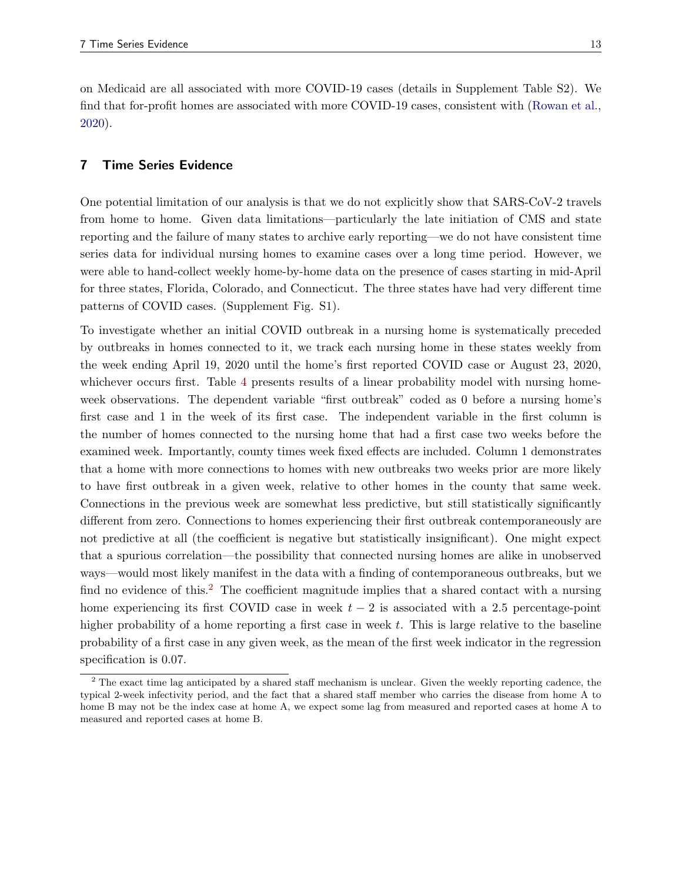on Medicaid are all associated with more COVID-19 cases (details in Supplement Table S2). We find that for-profit homes are associated with more COVID-19 cases, consistent with (Rowan et al., 2020).

## 7 Time Series Evidence

One potential limitation of our analysis is that we do not explicitly show that SARS-CoV-2 travels from home to home. Given data limitations—particularly the late initiation of CMS and state reporting and the failure of many states to archive early reporting—we do not have consistent time series data for individual nursing homes to examine cases over a long time period. However, we were able to hand-collect weekly home-by-home data on the presence of cases starting in mid-April for three states, Florida, Colorado, and Connecticut. The three states have had very different time patterns of COVID cases. (Supplement Fig. S1).

To investigate whether an initial COVID outbreak in a nursing home is systematically preceded by outbreaks in homes connected to it, we track each nursing home in these states weekly from the week ending April 19, 2020 until the home's first reported COVID case or August 23, 2020, whichever occurs first. Table 4 presents results of a linear probability model with nursing home-week observations. The dependent variable "first outbreak" coded as 0 before a nursing home's first case and 1 in the week of its first case. The independent variable in the first column is the number of homes connected to the nursing home that had a first case two weeks before the examined week. Importantly, county times week fixed effects are included. Column 1 demonstrates that a home with more connections to homes with new outbreaks two weeks prior are more likely to have first outbreak in a given week, relative to other homes in the county that same week. Connections in the previous week are somewhat less predictive, but still statistically significantly different from zero. Connections to homes experiencing their first outbreak contemporaneously are not predictive at all (the coefficient is negative but statistically insignificant). One might expect that a spurious correlation—the possibility that connected nursing homes are alike in unobserved ways—would most likely manifest in the data with a finding of contemporaneous outbreaks, but we find no evidence of this.[2] The coefficient magnitude implies that a shared contact with a nursing home experiencing its first COVID case in week $t-2$ is associated with a 2.5 percentage-point higher probability of a home reporting a first case in week $t$. This is large relative to the baseline probability of a first case in any given week, as the mean of the first week indicator in the regression specification is 0.07.

[2] The exact time lag anticipated by a shared staff mechanism is unclear. Given the weekly reporting cadence, the typical 2-week infectivity period, and the fact that a shared staff member who carries the disease from home A to home B may not be the index case at home A, we expect some lag from measured and reported cases at home A to measured and reported cases at home B.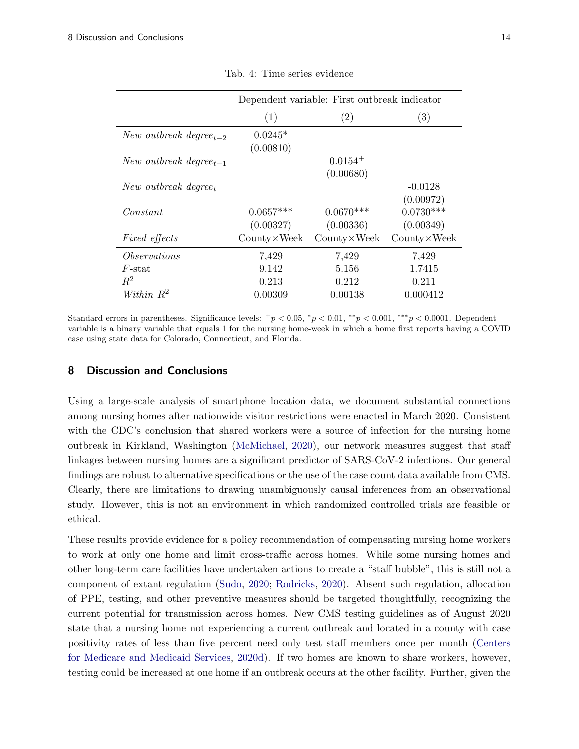Tab. 4: Time series evidence

| | Dependent variable: First outbreak indicator | | |
|---|---|---|---|
| | (1) | (2) | (3) |
| *New outbreak degree*$_{t-2}$ | 0.0245* | | |
| | (0.00810) | | |
| *New outbreak degree*$_{t-1}$ | | 0.0154$^{+}$ | |
| | | (0.00680) | |
| *New outbreak degree*$_{t}$ | | | -0.0128 |
| | | | (0.00972) |
| *Constant* | 0.0657*** | 0.0670*** | 0.0730*** |
| | (0.00327) | (0.00336) | (0.00349) |
| *Fixed effects* | County×Week | County×Week | County×Week |
| *Observations* | 7,429 | 7,429 | 7,429 |
| $F$-stat | 9.142 | 5.156 | 1.7415 |
| $R^2$ | 0.213 | 0.212 | 0.211 |
| *Within* $R^2$ | 0.00309 | 0.00138 | 0.000412 |

Standard errors in parentheses. Significance levels: $^{+}p < 0.05$, $^{*}p < 0.01$, $^{**}p < 0.001$, $^{***}p < 0.0001$. Dependent variable is a binary variable that equals 1 for the nursing home-week in which a home first reports having a COVID case using state data for Colorado, Connecticut, and Florida.

## 8 Discussion and Conclusions

Using a large-scale analysis of smartphone location data, we document substantial connections among nursing homes after nationwide visitor restrictions were enacted in March 2020. Consistent with the CDC's conclusion that shared workers were a source of infection for the nursing home outbreak in Kirkland, Washington (McMichael, 2020), our network measures suggest that staff linkages between nursing homes are a significant predictor of SARS-CoV-2 infections. Our general findings are robust to alternative specifications or the use of the case count data available from CMS. Clearly, there are limitations to drawing unambiguously causal inferences from an observational study. However, this is not an environment in which randomized controlled trials are feasible or ethical.

These results provide evidence for a policy recommendation of compensating nursing home workers to work at only one home and limit cross-traffic across homes. While some nursing homes and other long-term care facilities have undertaken actions to create a "staff bubble", this is still not a component of extant regulation (Sudo, 2020; Rodricks, 2020). Absent such regulation, allocation of PPE, testing, and other preventive measures should be targeted thoughtfully, recognizing the current potential for transmission across homes. New CMS testing guidelines as of August 2020 state that a nursing home not experiencing a current outbreak and located in a county with case positivity rates of less than five percent need only test staff members once per month (Centers for Medicare and Medicaid Services, 2020d). If two homes are known to share workers, however, testing could be increased at one home if an outbreak occurs at the other facility. Further, given the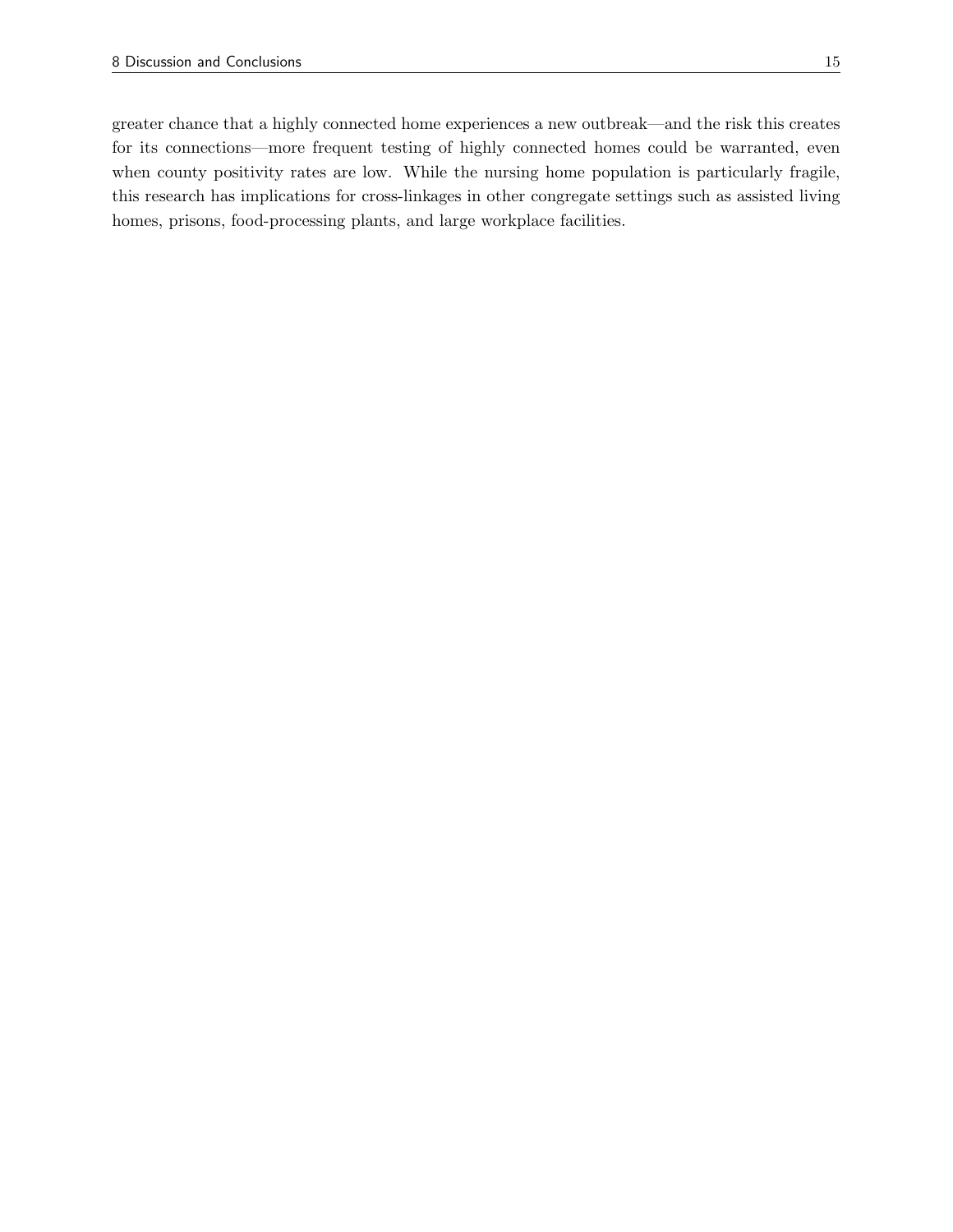greater chance that a highly connected home experiences a new outbreak—and the risk this creates for its connections—more frequent testing of highly connected homes could be warranted, even when county positivity rates are low. While the nursing home population is particularly fragile, this research has implications for cross-linkages in other congregate settings such as assisted living homes, prisons, food-processing plants, and large workplace facilities.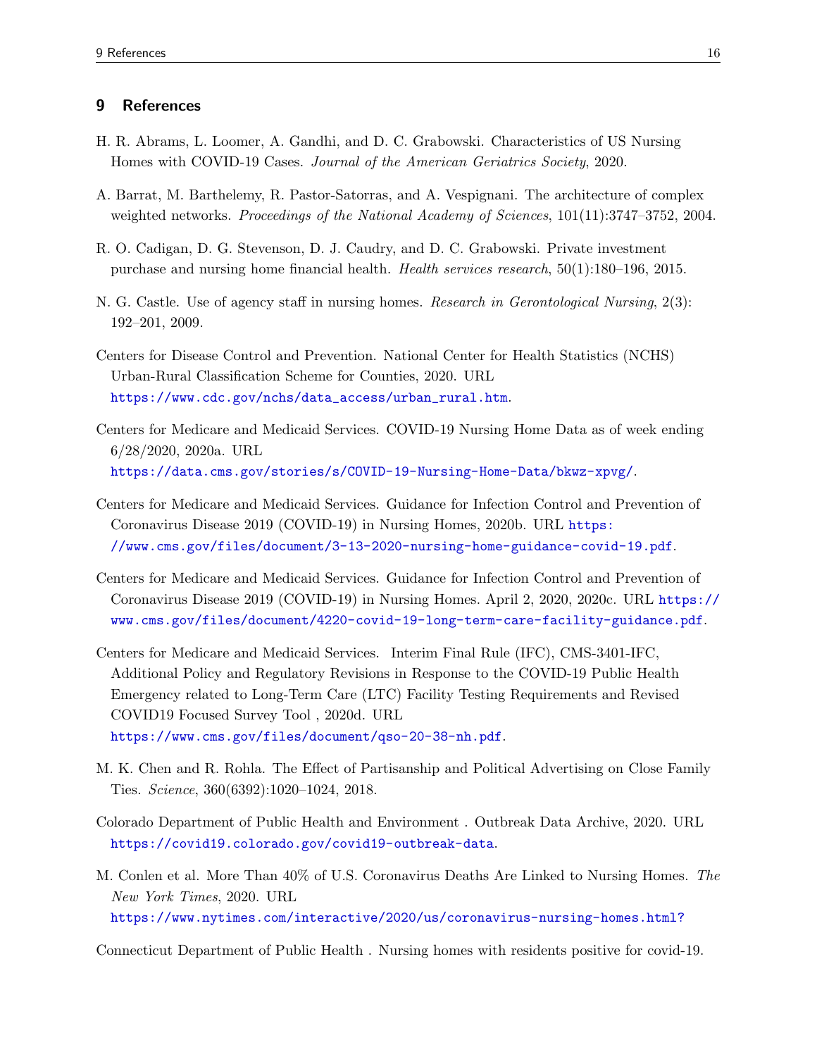## 9 References

H. R. Abrams, L. Loomer, A. Gandhi, and D. C. Grabowski. Characteristics of US Nursing Homes with COVID-19 Cases. *Journal of the American Geriatrics Society*, 2020.

A. Barrat, M. Barthelemy, R. Pastor-Satorras, and A. Vespignani. The architecture of complex weighted networks. *Proceedings of the National Academy of Sciences*, 101(11):3747–3752, 2004.

R. O. Cadigan, D. G. Stevenson, D. J. Caudry, and D. C. Grabowski. Private investment purchase and nursing home financial health. *Health services research*, 50(1):180–196, 2015.

N. G. Castle. Use of agency staff in nursing homes. *Research in Gerontological Nursing*, 2(3): 192–201, 2009.

Centers for Disease Control and Prevention. National Center for Health Statistics (NCHS) Urban-Rural Classification Scheme for Counties, 2020. URL https://www.cdc.gov/nchs/data_access/urban_rural.htm.

Centers for Medicare and Medicaid Services. COVID-19 Nursing Home Data as of week ending 6/28/2020, 2020a. URL https://data.cms.gov/stories/s/COVID-19-Nursing-Home-Data/bkwz-xpvg/.

Centers for Medicare and Medicaid Services. Guidance for Infection Control and Prevention of Coronavirus Disease 2019 (COVID-19) in Nursing Homes, 2020b. URL https://www.cms.gov/files/document/3-13-2020-nursing-home-guidance-covid-19.pdf.

Centers for Medicare and Medicaid Services. Guidance for Infection Control and Prevention of Coronavirus Disease 2019 (COVID-19) in Nursing Homes. April 2, 2020, 2020c. URL https://www.cms.gov/files/document/4220-covid-19-long-term-care-facility-guidance.pdf.

Centers for Medicare and Medicaid Services. Interim Final Rule (IFC), CMS-3401-IFC, Additional Policy and Regulatory Revisions in Response to the COVID-19 Public Health Emergency related to Long-Term Care (LTC) Facility Testing Requirements and Revised COVID19 Focused Survey Tool , 2020d. URL https://www.cms.gov/files/document/qso-20-38-nh.pdf.

M. K. Chen and R. Rohla. The Effect of Partisanship and Political Advertising on Close Family Ties. *Science*, 360(6392):1020–1024, 2018.

Colorado Department of Public Health and Environment . Outbreak Data Archive, 2020. URL https://covid19.colorado.gov/covid19-outbreak-data.

M. Conlen et al. More Than 40% of U.S. Coronavirus Deaths Are Linked to Nursing Homes. *The New York Times*, 2020. URL https://www.nytimes.com/interactive/2020/us/coronavirus-nursing-homes.html?

Connecticut Department of Public Health . Nursing homes with residents positive for covid-19.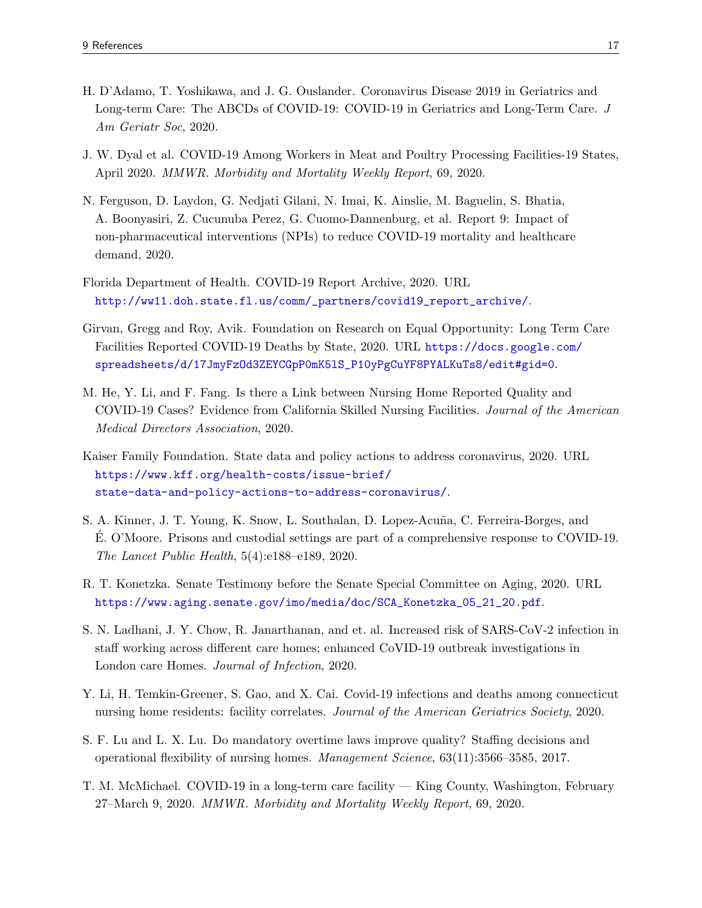H. D'Adamo, T. Yoshikawa, and J. G. Ouslander. Coronavirus Disease 2019 in Geriatrics and Long-term Care: The ABCDs of COVID-19: COVID-19 in Geriatrics and Long-Term Care. *J Am Geriatr Soc*, 2020.

J. W. Dyal et al. COVID-19 Among Workers in Meat and Poultry Processing Facilities-19 States, April 2020. *MMWR. Morbidity and Mortality Weekly Report*, 69, 2020.

N. Ferguson, D. Laydon, G. Nedjati Gilani, N. Imai, K. Ainslie, M. Baguelin, S. Bhatia, A. Boonyasiri, Z. Cucunuba Perez, G. Cuomo-Dannenburg, et al. Report 9: Impact of non-pharmaceutical interventions (NPIs) to reduce COVID-19 mortality and healthcare demand, 2020.

Florida Department of Health. COVID-19 Report Archive, 2020. URL http://ww11.doh.state.fl.us/comm/_partners/covid19_report_archive/.

Girvan, Gregg and Roy, Avik. Foundation on Research on Equal Opportunity: Long Term Care Facilities Reported COVID-19 Deaths by State, 2020. URL https://docs.google.com/spreadsheets/d/17JmyFzOd3ZEYCGpP0mK5lS_P1OyPgCuYF8PYALKuTs8/edit#gid=0.

M. He, Y. Li, and F. Fang. Is there a Link between Nursing Home Reported Quality and COVID-19 Cases? Evidence from California Skilled Nursing Facilities. *Journal of the American Medical Directors Association*, 2020.

Kaiser Family Foundation. State data and policy actions to address coronavirus, 2020. URL https://www.kff.org/health-costs/issue-brief/state-data-and-policy-actions-to-address-coronavirus/.

S. A. Kinner, J. T. Young, K. Snow, L. Southalan, D. Lopez-Acuña, C. Ferreira-Borges, and É. O'Moore. Prisons and custodial settings are part of a comprehensive response to COVID-19. *The Lancet Public Health*, 5(4):e188–e189, 2020.

R. T. Konetzka. Senate Testimony before the Senate Special Committee on Aging, 2020. URL https://www.aging.senate.gov/imo/media/doc/SCA_Konetzka_05_21_20.pdf.

S. N. Ladhani, J. Y. Chow, R. Janarthanan, and et. al. Increased risk of SARS-CoV-2 infection in staff working across different care homes; enhanced CoVID-19 outbreak investigations in London care Homes. *Journal of Infection*, 2020.

Y. Li, H. Temkin-Greener, S. Gao, and X. Cai. Covid-19 infections and deaths among connecticut nursing home residents: facility correlates. *Journal of the American Geriatrics Society*, 2020.

S. F. Lu and L. X. Lu. Do mandatory overtime laws improve quality? Staffing decisions and operational flexibility of nursing homes. *Management Science*, 63(11):3566–3585, 2017.

T. M. McMichael. COVID-19 in a long-term care facility — King County, Washington, February 27–March 9, 2020. *MMWR. Morbidity and Mortality Weekly Report*, 69, 2020.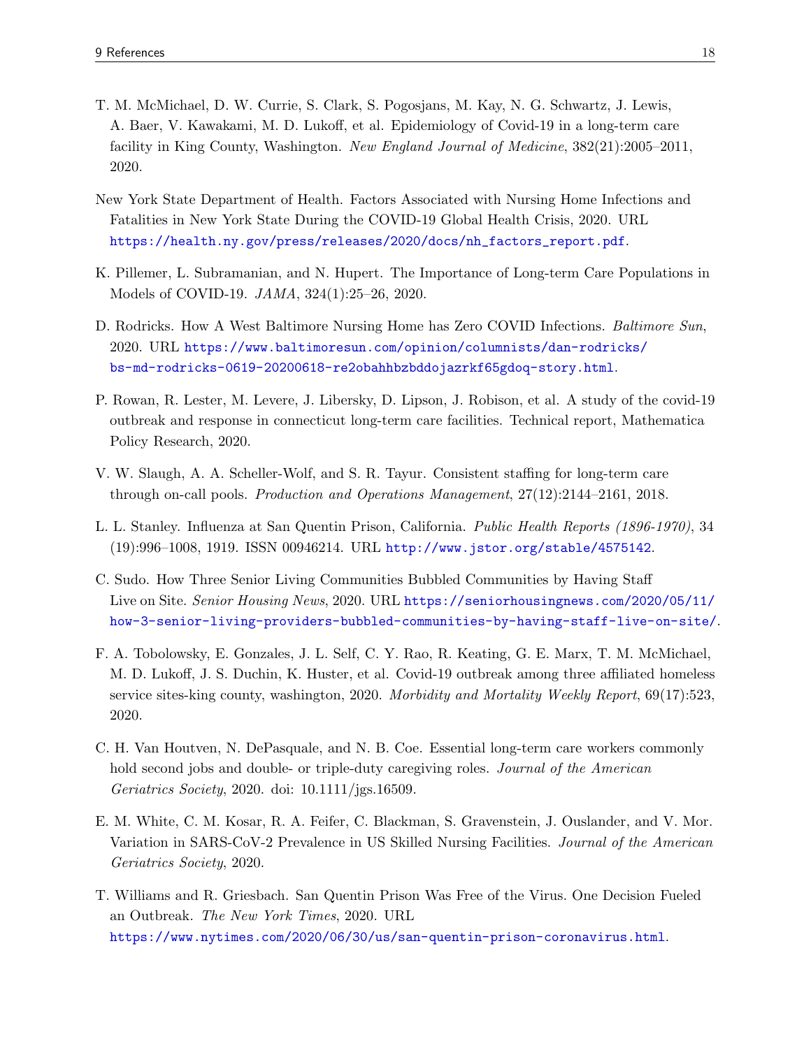T. M. McMichael, D. W. Currie, S. Clark, S. Pogosjans, M. Kay, N. G. Schwartz, J. Lewis, A. Baer, V. Kawakami, M. D. Lukoff, et al. Epidemiology of Covid-19 in a long-term care facility in King County, Washington. *New England Journal of Medicine*, 382(21):2005–2011, 2020.

New York State Department of Health. Factors Associated with Nursing Home Infections and Fatalities in New York State During the COVID-19 Global Health Crisis, 2020. URL https://health.ny.gov/press/releases/2020/docs/nh_factors_report.pdf.

K. Pillemer, L. Subramanian, and N. Hupert. The Importance of Long-term Care Populations in Models of COVID-19. *JAMA*, 324(1):25–26, 2020.

D. Rodricks. How A West Baltimore Nursing Home has Zero COVID Infections. *Baltimore Sun*, 2020. URL https://www.baltimoresun.com/opinion/columnists/dan-rodricks/bs-md-rodricks-0619-20200618-re2obahhbzbddojazrkf65gdoq-story.html.

P. Rowan, R. Lester, M. Levere, J. Libersky, D. Lipson, J. Robison, et al. A study of the covid-19 outbreak and response in connecticut long-term care facilities. Technical report, Mathematica Policy Research, 2020.

V. W. Slaugh, A. A. Scheller-Wolf, and S. R. Tayur. Consistent staffing for long-term care through on-call pools. *Production and Operations Management*, 27(12):2144–2161, 2018.

L. L. Stanley. Influenza at San Quentin Prison, California. *Public Health Reports (1896-1970)*, 34 (19):996–1008, 1919. ISSN 00946214. URL http://www.jstor.org/stable/4575142.

C. Sudo. How Three Senior Living Communities Bubbled Communities by Having Staff Live on Site. *Senior Housing News*, 2020. URL https://seniorhousingnews.com/2020/05/11/how-3-senior-living-providers-bubbled-communities-by-having-staff-live-on-site/.

F. A. Tobolowsky, E. Gonzales, J. L. Self, C. Y. Rao, R. Keating, G. E. Marx, T. M. McMichael, M. D. Lukoff, J. S. Duchin, K. Huster, et al. Covid-19 outbreak among three affiliated homeless service sites-king county, washington, 2020. *Morbidity and Mortality Weekly Report*, 69(17):523, 2020.

C. H. Van Houtven, N. DePasquale, and N. B. Coe. Essential long-term care workers commonly hold second jobs and double- or triple-duty caregiving roles. *Journal of the American Geriatrics Society*, 2020. doi: 10.1111/jgs.16509.

E. M. White, C. M. Kosar, R. A. Feifer, C. Blackman, S. Gravenstein, J. Ouslander, and V. Mor. Variation in SARS-CoV-2 Prevalence in US Skilled Nursing Facilities. *Journal of the American Geriatrics Society*, 2020.

T. Williams and R. Griesbach. San Quentin Prison Was Free of the Virus. One Decision Fueled an Outbreak. *The New York Times*, 2020. URL https://www.nytimes.com/2020/06/30/us/san-quentin-prison-coronavirus.html.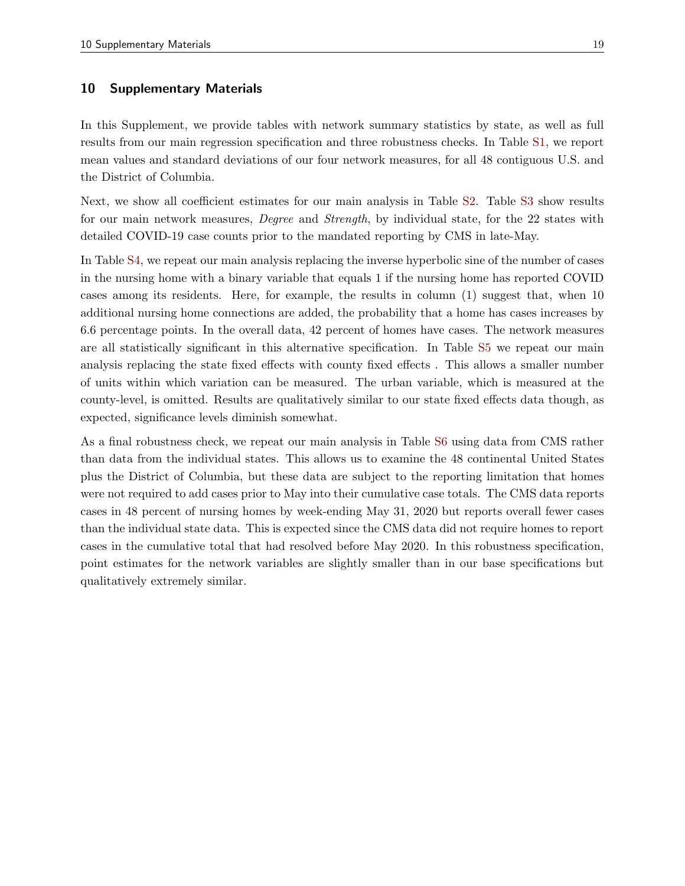## 10 Supplementary Materials

In this Supplement, we provide tables with network summary statistics by state, as well as full results from our main regression specification and three robustness checks. In Table S1, we report mean values and standard deviations of our four network measures, for all 48 contiguous U.S. and the District of Columbia.

Next, we show all coefficient estimates for our main analysis in Table S2. Table S3 show results for our main network measures, *Degree* and *Strength*, by individual state, for the 22 states with detailed COVID-19 case counts prior to the mandated reporting by CMS in late-May.

In Table S4, we repeat our main analysis replacing the inverse hyperbolic sine of the number of cases in the nursing home with a binary variable that equals 1 if the nursing home has reported COVID cases among its residents. Here, for example, the results in column (1) suggest that, when 10 additional nursing home connections are added, the probability that a home has cases increases by 6.6 percentage points. In the overall data, 42 percent of homes have cases. The network measures are all statistically significant in this alternative specification. In Table S5 we repeat our main analysis replacing the state fixed effects with county fixed effects . This allows a smaller number of units within which variation can be measured. The urban variable, which is measured at the county-level, is omitted. Results are qualitatively similar to our state fixed effects data though, as expected, significance levels diminish somewhat.

As a final robustness check, we repeat our main analysis in Table S6 using data from CMS rather than data from the individual states. This allows us to examine the 48 continental United States plus the District of Columbia, but these data are subject to the reporting limitation that homes were not required to add cases prior to May into their cumulative case totals. The CMS data reports cases in 48 percent of nursing homes by week-ending May 31, 2020 but reports overall fewer cases than the individual state data. This is expected since the CMS data did not require homes to report cases in the cumulative total that had resolved before May 2020. In this robustness specification, point estimates for the network variables are slightly smaller than in our base specifications but qualitatively extremely similar.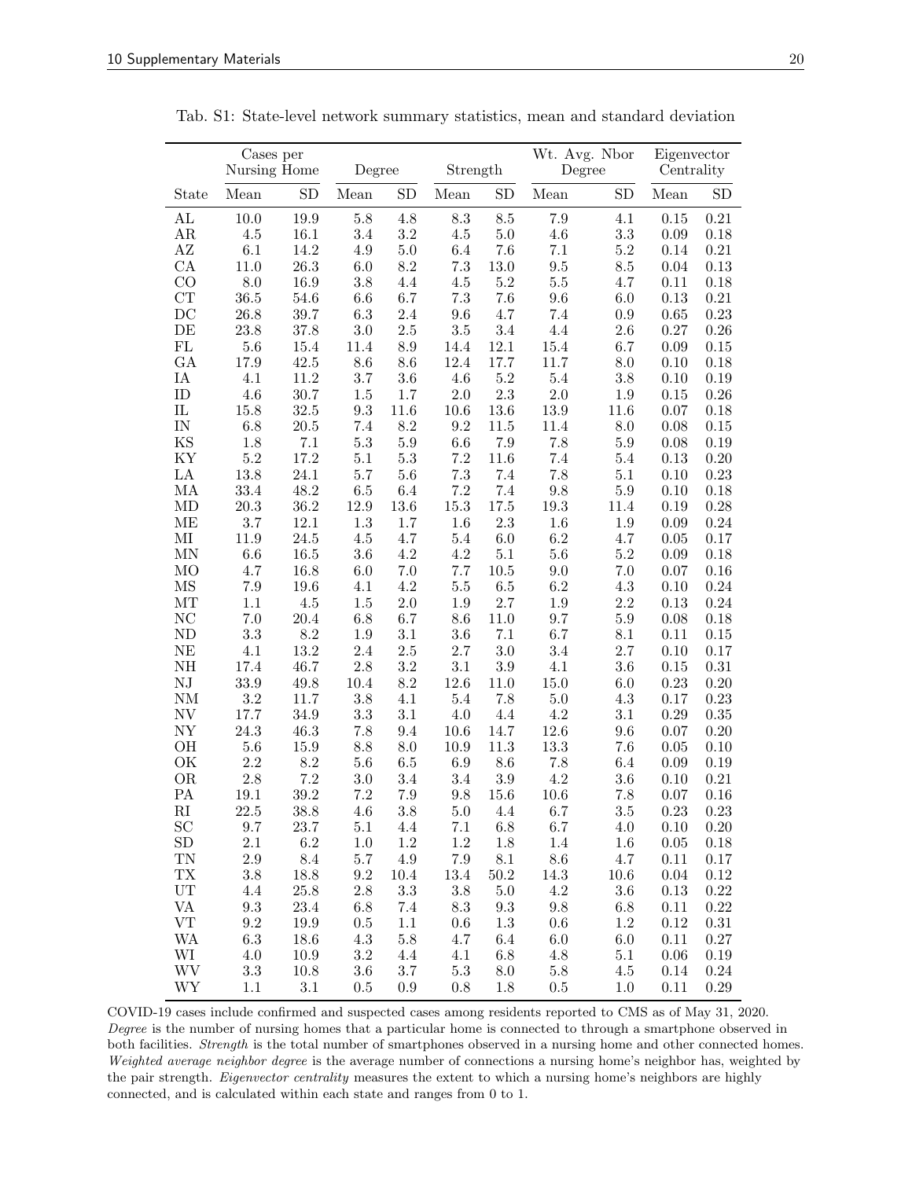Tab. S1: State-level network summary statistics, mean and standard deviation

| | Cases per Nursing Home | | Degree | | Strength | | Wt. Avg. Nbor Degree | | Eigenvector Centrality | |
|---|---|---|---|---|---|---|---|---|---|---|
| State | Mean | SD | Mean | SD | Mean | SD | Mean | SD | Mean | SD |
| AL | 10.0 | 19.9 | 5.8 | 4.8 | 8.3 | 8.5 | 7.9 | 4.1 | 0.15 | 0.21 |
| AR | 4.5 | 16.1 | 3.4 | 3.2 | 4.5 | 5.0 | 4.6 | 3.3 | 0.09 | 0.18 |
| AZ | 6.1 | 14.2 | 4.9 | 5.0 | 6.4 | 7.6 | 7.1 | 5.2 | 0.14 | 0.21 |
| CA | 11.0 | 26.3 | 6.0 | 8.2 | 7.3 | 13.0 | 9.5 | 8.5 | 0.04 | 0.13 |
| CO | 8.0 | 16.9 | 3.8 | 4.4 | 4.5 | 5.2 | 5.5 | 4.7 | 0.11 | 0.18 |
| CT | 36.5 | 54.6 | 6.6 | 6.7 | 7.3 | 7.6 | 9.6 | 6.0 | 0.13 | 0.21 |
| DC | 26.8 | 39.7 | 6.3 | 2.4 | 9.6 | 4.7 | 7.4 | 0.9 | 0.65 | 0.23 |
| DE | 23.8 | 37.8 | 3.0 | 2.5 | 3.5 | 3.4 | 4.4 | 2.6 | 0.27 | 0.26 |
| FL | 5.6 | 15.4 | 11.4 | 8.9 | 14.4 | 12.1 | 15.4 | 6.7 | 0.09 | 0.15 |
| GA | 17.9 | 42.5 | 8.6 | 8.6 | 12.4 | 17.7 | 11.7 | 8.0 | 0.10 | 0.18 |
| IA | 4.1 | 11.2 | 3.7 | 3.6 | 4.6 | 5.2 | 5.4 | 3.8 | 0.10 | 0.19 |
| ID | 4.6 | 30.7 | 1.5 | 1.7 | 2.0 | 2.3 | 2.0 | 1.9 | 0.15 | 0.26 |
| IL | 15.8 | 32.5 | 9.3 | 11.6 | 10.6 | 13.6 | 13.9 | 11.6 | 0.07 | 0.18 |
| IN | 6.8 | 20.5 | 7.4 | 8.2 | 9.2 | 11.5 | 11.4 | 8.0 | 0.08 | 0.15 |
| KS | 1.8 | 7.1 | 5.3 | 5.9 | 6.6 | 7.9 | 7.8 | 5.9 | 0.08 | 0.19 |
| KY | 5.2 | 17.2 | 5.1 | 5.3 | 7.2 | 11.6 | 7.4 | 5.4 | 0.13 | 0.20 |
| LA | 13.8 | 24.1 | 5.7 | 5.6 | 7.3 | 7.4 | 7.8 | 5.1 | 0.10 | 0.23 |
| MA | 33.4 | 48.2 | 6.5 | 6.4 | 7.2 | 7.4 | 9.8 | 5.9 | 0.10 | 0.18 |
| MD | 20.3 | 36.2 | 12.9 | 13.6 | 15.3 | 17.5 | 19.3 | 11.4 | 0.19 | 0.28 |
| ME | 3.7 | 12.1 | 1.3 | 1.7 | 1.6 | 2.3 | 1.6 | 1.9 | 0.09 | 0.24 |
| MI | 11.9 | 24.5 | 4.5 | 4.7 | 5.4 | 6.0 | 6.2 | 4.7 | 0.05 | 0.17 |
| MN | 6.6 | 16.5 | 3.6 | 4.2 | 4.2 | 5.1 | 5.6 | 5.2 | 0.09 | 0.18 |
| MO | 4.7 | 16.8 | 6.0 | 7.0 | 7.7 | 10.5 | 9.0 | 7.0 | 0.07 | 0.16 |
| MS | 7.9 | 19.6 | 4.1 | 4.2 | 5.5 | 6.5 | 6.2 | 4.3 | 0.10 | 0.24 |
| MT | 1.1 | 4.5 | 1.5 | 2.0 | 1.9 | 2.7 | 1.9 | 2.2 | 0.13 | 0.24 |
| NC | 7.0 | 20.4 | 6.8 | 6.7 | 8.6 | 11.0 | 9.7 | 5.9 | 0.08 | 0.18 |
| ND | 3.3 | 8.2 | 1.9 | 3.1 | 3.6 | 7.1 | 6.7 | 8.1 | 0.11 | 0.15 |
| NE | 4.1 | 13.2 | 2.4 | 2.5 | 2.7 | 3.0 | 3.4 | 2.7 | 0.10 | 0.17 |
| NH | 17.4 | 46.7 | 2.8 | 3.2 | 3.1 | 3.9 | 4.1 | 3.6 | 0.15 | 0.31 |
| NJ | 33.9 | 49.8 | 10.4 | 8.2 | 12.6 | 11.0 | 15.0 | 6.0 | 0.23 | 0.20 |
| NM | 3.2 | 11.7 | 3.8 | 4.1 | 5.4 | 7.8 | 5.0 | 4.3 | 0.17 | 0.23 |
| NV | 17.7 | 34.9 | 3.3 | 3.1 | 4.0 | 4.4 | 4.2 | 3.1 | 0.29 | 0.35 |
| NY | 24.3 | 46.3 | 7.8 | 9.4 | 10.6 | 14.7 | 12.6 | 9.6 | 0.07 | 0.20 |
| OH | 5.6 | 15.9 | 8.8 | 8.0 | 10.9 | 11.3 | 13.3 | 7.6 | 0.05 | 0.10 |
| OK | 2.2 | 8.2 | 5.6 | 6.5 | 6.9 | 8.6 | 7.8 | 6.4 | 0.09 | 0.19 |
| OR | 2.8 | 7.2 | 3.0 | 3.4 | 3.4 | 3.9 | 4.2 | 3.6 | 0.10 | 0.21 |
| PA | 19.1 | 39.2 | 7.2 | 7.9 | 9.8 | 15.6 | 10.6 | 7.8 | 0.07 | 0.16 |
| RI | 22.5 | 38.8 | 4.6 | 3.8 | 5.0 | 4.4 | 6.7 | 3.5 | 0.23 | 0.23 |
| SC | 9.7 | 23.7 | 5.1 | 4.4 | 7.1 | 6.8 | 6.7 | 4.0 | 0.10 | 0.20 |
| SD | 2.1 | 6.2 | 1.0 | 1.2 | 1.2 | 1.8 | 1.4 | 1.6 | 0.05 | 0.18 |
| TN | 2.9 | 8.4 | 5.7 | 4.9 | 7.9 | 8.1 | 8.6 | 4.7 | 0.11 | 0.17 |
| TX | 3.8 | 18.8 | 9.2 | 10.4 | 13.4 | 50.2 | 14.3 | 10.6 | 0.04 | 0.12 |
| UT | 4.4 | 25.8 | 2.8 | 3.3 | 3.8 | 5.0 | 4.2 | 3.6 | 0.13 | 0.22 |
| VA | 9.3 | 23.4 | 6.8 | 7.4 | 8.3 | 9.3 | 9.8 | 6.8 | 0.11 | 0.22 |
| VT | 9.2 | 19.9 | 0.5 | 1.1 | 0.6 | 1.3 | 0.6 | 1.2 | 0.12 | 0.31 |
| WA | 6.3 | 18.6 | 4.3 | 5.8 | 4.7 | 6.4 | 6.0 | 6.0 | 0.11 | 0.27 |
| WI | 4.0 | 10.9 | 3.2 | 4.4 | 4.1 | 6.8 | 4.8 | 5.1 | 0.06 | 0.19 |
| WV | 3.3 | 10.8 | 3.6 | 3.7 | 5.3 | 8.0 | 5.8 | 4.5 | 0.14 | 0.24 |
| WY | 1.1 | 3.1 | 0.5 | 0.9 | 0.8 | 1.8 | 0.5 | 1.0 | 0.11 | 0.29 |

COVID-19 cases include confirmed and suspected cases among residents reported to CMS as of May 31, 2020. *Degree* is the number of nursing homes that a particular home is connected to through a smartphone observed in both facilities. *Strength* is the total number of smartphones observed in a nursing home and other connected homes. *Weighted average neighbor degree* is the average number of connections a nursing home's neighbor has, weighted by the pair strength. *Eigenvector centrality* measures the extent to which a nursing home's neighbors are highly connected, and is calculated within each state and ranges from 0 to 1.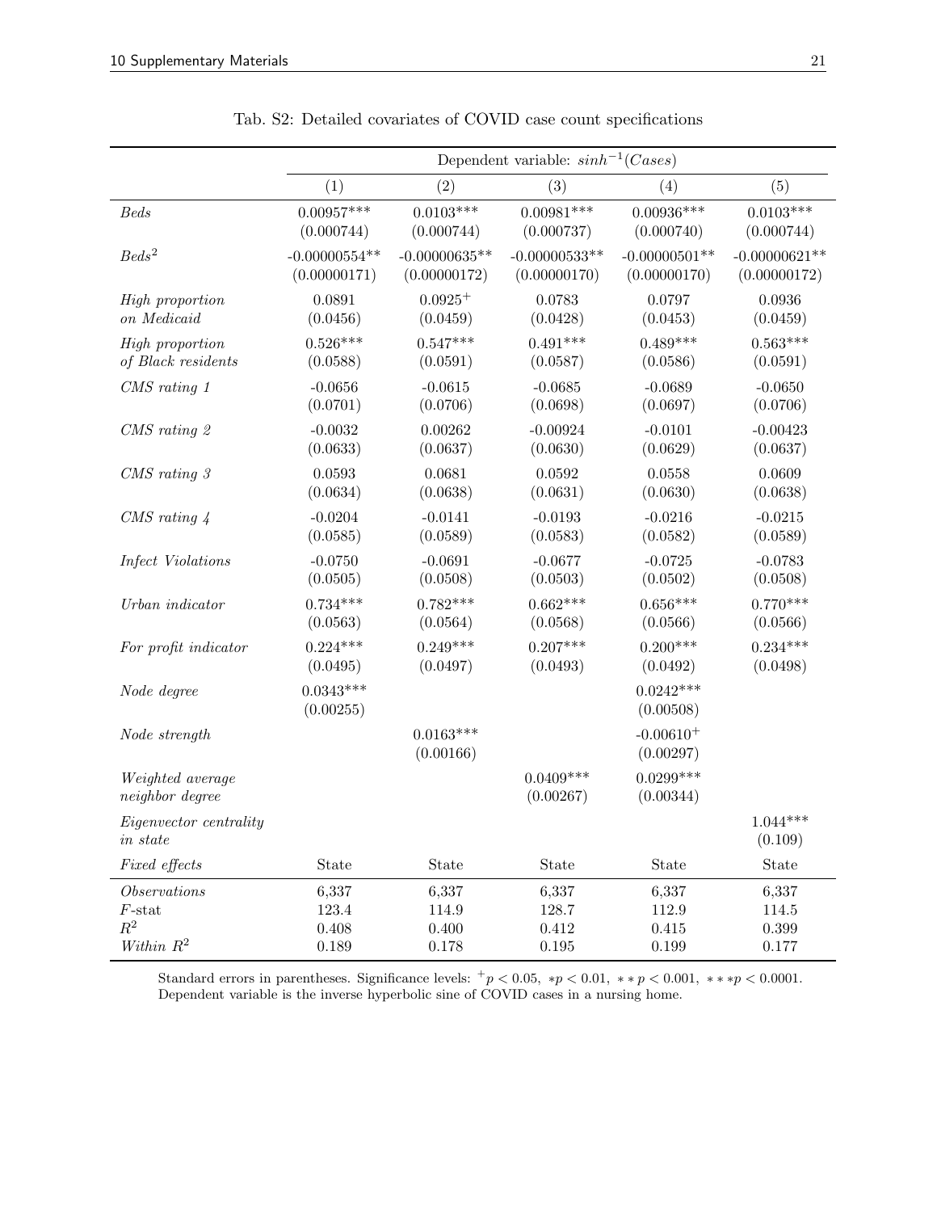Tab. S2: Detailed covariates of COVID case count specifications

| | Dependent variable: $sinh^{-1}(Cases)$ | | | | |
|---|---|---|---|---|---|
| | (1) | (2) | (3) | (4) | (5) |
| *Beds* | 0.00957*** (0.000744) | 0.0103*** (0.000744) | 0.00981*** (0.000737) | 0.00936*** (0.000740) | 0.0103*** (0.000744) |
| *Beds*$^2$ | -0.00000554** (0.00000171) | -0.00000635** (0.00000172) | -0.00000533** (0.00000170) | -0.00000501** (0.00000170) | -0.00000621** (0.00000172) |
| *High proportion on Medicaid* | 0.0891 (0.0456) | 0.0925$^+$ (0.0459) | 0.0783 (0.0428) | 0.0797 (0.0453) | 0.0936 (0.0459) |
| *High proportion of Black residents* | 0.526*** (0.0588) | 0.547*** (0.0591) | 0.491*** (0.0587) | 0.489*** (0.0586) | 0.563*** (0.0591) |
| *CMS rating 1* | -0.0656 (0.0701) | -0.0615 (0.0706) | -0.0685 (0.0698) | -0.0689 (0.0697) | -0.0650 (0.0706) |
| *CMS rating 2* | -0.0032 (0.0633) | 0.00262 (0.0637) | -0.00924 (0.0630) | -0.0101 (0.0629) | -0.00423 (0.0637) |
| *CMS rating 3* | 0.0593 (0.0634) | 0.0681 (0.0638) | 0.0592 (0.0631) | 0.0558 (0.0630) | 0.0609 (0.0638) |
| *CMS rating 4* | -0.0204 (0.0585) | -0.0141 (0.0589) | -0.0193 (0.0583) | -0.0216 (0.0582) | -0.0215 (0.0589) |
| *Infect Violations* | -0.0750 (0.0505) | -0.0691 (0.0508) | -0.0677 (0.0503) | -0.0725 (0.0502) | -0.0783 (0.0508) |
| *Urban indicator* | 0.734*** (0.0563) | 0.782*** (0.0564) | 0.662*** (0.0568) | 0.656*** (0.0566) | 0.770*** (0.0566) |
| *For profit indicator* | 0.224*** (0.0495) | 0.249*** (0.0497) | 0.207*** (0.0493) | 0.200*** (0.0492) | 0.234*** (0.0498) |
| *Node degree* | 0.0343*** (0.00255) | | | 0.0242*** (0.00508) | |
| *Node strength* | | 0.0163*** (0.00166) | | -0.00610$^+$ (0.00297) | |
| *Weighted average neighbor degree* | | | 0.0409*** (0.00267) | 0.0299*** (0.00344) | |
| *Eigenvector centrality in state* | | | | | 1.044*** (0.109) |
| *Fixed effects* | State | State | State | State | State |
| *Observations* | 6,337 | 6,337 | 6,337 | 6,337 | 6,337 |
| $F$-stat | 123.4 | 114.9 | 128.7 | 112.9 | 114.5 |
| $R^2$ | 0.408 | 0.400 | 0.412 | 0.415 | 0.399 |
| *Within* $R^2$ | 0.189 | 0.178 | 0.195 | 0.199 | 0.177 |

Standard errors in parentheses. Significance levels: $^+p < 0.05$, $*p < 0.01$, $**p < 0.001$, $***p < 0.0001$. Dependent variable is the inverse hyperbolic sine of COVID cases in a nursing home.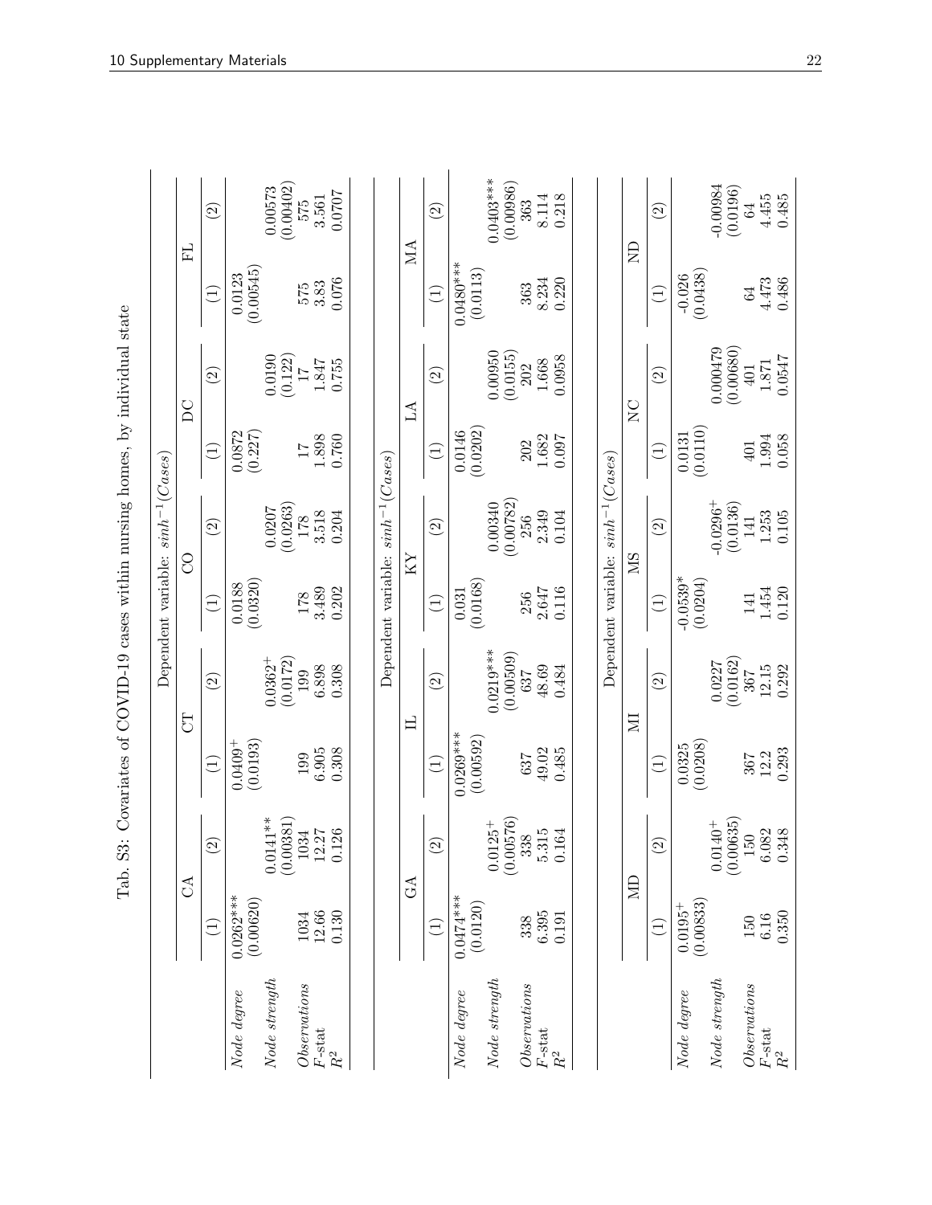Tab. S3: Covariates of COVID-19 cases within nursing homes, by individual state

Dependent variable: $sinh^{-1}(Cases)$

| | CA (1) | CA (2) | CT (1) | CT (2) | CO (1) | CO (2) | DC (1) | DC (2) | FL (1) | FL (2) |
|---|---|---|---|---|---|---|---|---|---|---|
| *Node degree* | 0.0262*** | | $0.0409^{+}$ | | 0.0188 | | 0.0872 | | 0.0123 | |
| | (0.00620) | | (0.0193) | | (0.0320) | | (0.227) | | (0.00545) | |
| *Node strength* | | 0.0141** | | $0.0362^{+}$ | | 0.0207 | | 0.0190 | | 0.00573 |
| | | (0.00381) | | (0.0172) | | (0.0263) | | (0.122) | | (0.00402) |
| *Observations* | 1034 | 1034 | 199 | 199 | 178 | 178 | 17 | 17 | 575 | 575 |
| *F*-stat | 12.66 | 12.27 | 6.905 | 6.898 | 3.489 | 3.518 | 1.898 | 1.847 | 3.83 | 3.561 |
| $R^2$ | 0.130 | 0.126 | 0.308 | 0.308 | 0.202 | 0.204 | 0.760 | 0.755 | 0.076 | 0.0707 |

Dependent variable: $sinh^{-1}(Cases)$

| | GA (1) | GA (2) | IL (1) | IL (2) | KY (1) | KY (2) | LA (1) | LA (2) | MA (1) | MA (2) |
|---|---|---|---|---|---|---|---|---|---|---|
| *Node degree* | 0.0474*** | | 0.0269*** | | 0.031 | | 0.0146 | | 0.0480*** | |
| | (0.0120) | | (0.00592) | | (0.0168) | | (0.0202) | | (0.0113) | |
| *Node strength* | | $0.0125^{+}$ | | 0.0219*** | | 0.00340 | | 0.00950 | | 0.0403*** |
| | | (0.00576) | | (0.00509) | | (0.00782) | | (0.0155) | | (0.00986) |
| *Observations* | 338 | 338 | 637 | 637 | 256 | 256 | 202 | 202 | 363 | 363 |
| *F*-stat | 6.395 | 5.315 | 49.02 | 48.69 | 2.647 | 2.349 | 1.682 | 1.668 | 8.234 | 8.114 |
| $R^2$ | 0.191 | 0.164 | 0.485 | 0.484 | 0.116 | 0.104 | 0.097 | 0.0958 | 0.220 | 0.218 |

Dependent variable: $sinh^{-1}(Cases)$

| | MD (1) | MD (2) | MI (1) | MI (2) | MS (1) | MS (2) | NC (1) | NC (2) | ND (1) | ND (2) |
|---|---|---|---|---|---|---|---|---|---|---|
| *Node degree* | $0.0195^{+}$ | | 0.0325 | | -0.0539* | | 0.0131 | | -0.026 | |
| | (0.00833) | | (0.0208) | | (0.0204) | | (0.0110) | | (0.0438) | |
| *Node strength* | | $0.0140^{+}$ | | 0.0227 | | $-0.0296^{+}$ | | 0.000479 | | -0.00984 |
| | | (0.00635) | | (0.0162) | | (0.0136) | | (0.00680) | | (0.0196) |
| *Observations* | 150 | 150 | 367 | 367 | 141 | 141 | 401 | 401 | 64 | 64 |
| *F*-stat | 6.16 | 6.082 | 12.2 | 12.15 | 1.454 | 1.253 | 1.994 | 1.871 | 4.473 | 4.455 |
| $R^2$ | 0.350 | 0.348 | 0.293 | 0.292 | 0.120 | 0.105 | 0.058 | 0.0547 | 0.486 | 0.485 |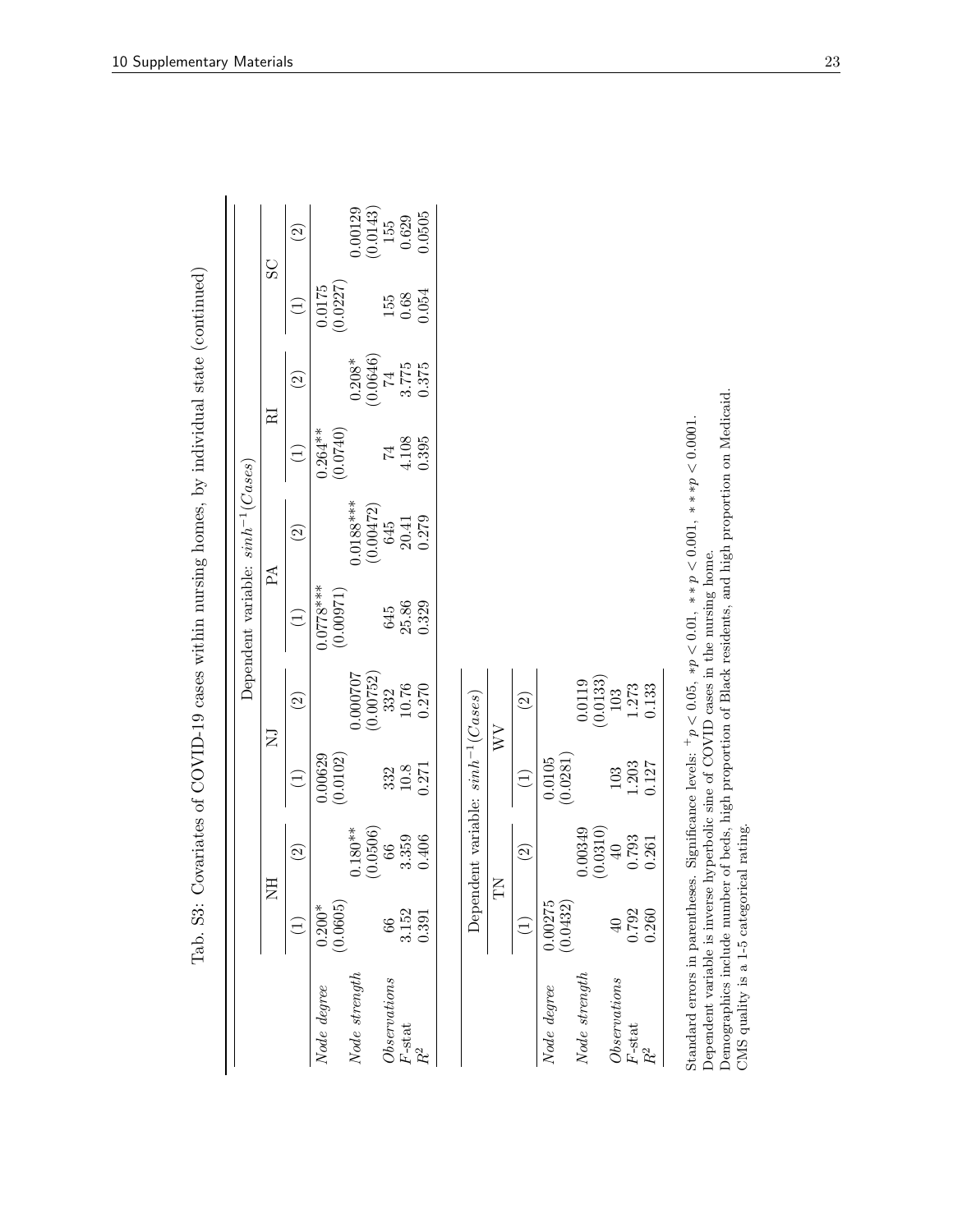Tab. S3: Covariates of COVID-19 cases within nursing homes, by individual state (continued)

| | Dependent variable: $sinh^{-1}(Cases)$ | | | | | | | | | |
|---|---|---|---|---|---|---|---|---|---|---|
| | NH | | NJ | | PA | | RI | | SC | |
| | (1) | (2) | (1) | (2) | (1) | (2) | (1) | (2) | (1) | (2) |
| *Node degree* | 0.200* | | 0.00629 | | 0.0778*** | | 0.264** | | 0.0175 | |
| | (0.0605) | | (0.0102) | | (0.00971) | | (0.0740) | | (0.0227) | |
| *Node strength* | | 0.180** | | 0.000707 | | 0.0188*** | | 0.208* | | 0.00129 |
| | | (0.0506) | | (0.00752) | | (0.00472) | | (0.0646) | | (0.0143) |
| *Observations* | 66 | 66 | 332 | 332 | 645 | 645 | 74 | 74 | 155 | 155 |
| *F*-stat | 3.152 | 3.359 | 10.8 | 10.76 | 25.86 | 20.41 | 4.108 | 3.775 | 0.68 | 0.629 |
| $R^2$ | 0.391 | 0.406 | 0.271 | 0.270 | 0.329 | 0.279 | 0.395 | 0.375 | 0.054 | 0.0505 |

| | Dependent variable: $sinh^{-1}(Cases)$ | | | |
|---|---|---|---|---|
| | TN | | WV | |
| | (1) | (2) | (1) | (2) |
| *Node degree* | 0.00275 | | 0.0105 | |
| | (0.0432) | | (0.0281) | |
| *Node strength* | | 0.00349 | | 0.0119 |
| | | (0.0310) | | (0.0133) |
| *Observations* | 40 | 40 | 103 | 103 |
| *F*-stat | 0.792 | 0.793 | 1.203 | 1.273 |
| $R^2$ | 0.260 | 0.261 | 0.127 | 0.133 |

Standard errors in parentheses. Significance levels: $^{+}p < 0.05$, $*p < 0.01$, $**p < 0.001$, $***p < 0.0001$.
Dependent variable is inverse hyperbolic sine of COVID cases in the nursing home.
Demographics include number of beds, high proportion of Black residents, and high proportion on Medicaid.
CMS quality is a 1-5 categorical rating.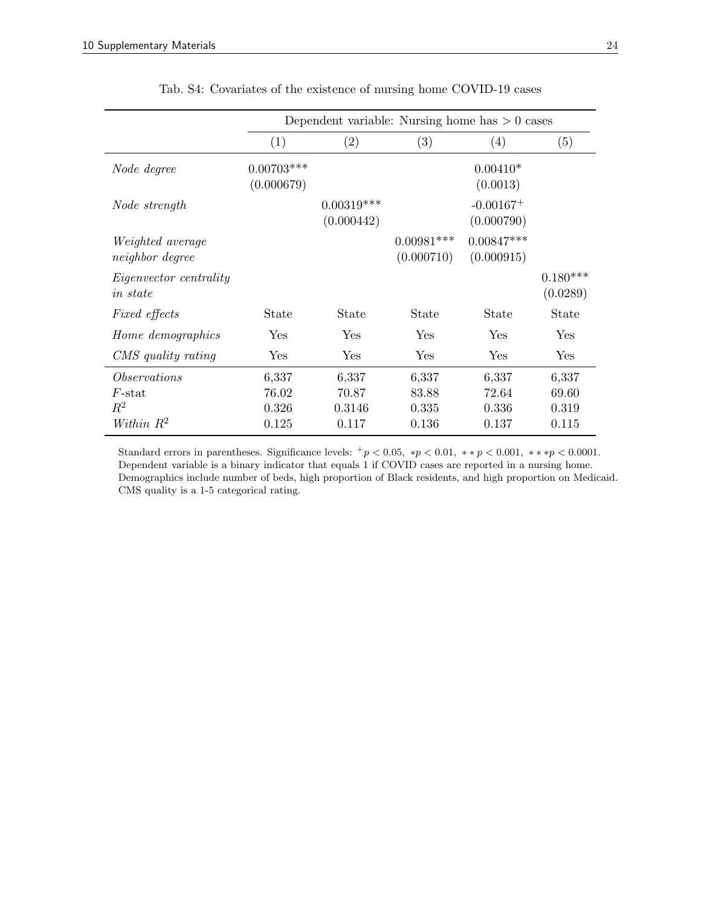Tab. S4: Covariates of the existence of nursing home COVID-19 cases

| | Dependent variable: Nursing home has > 0 cases | | | | |
|---|---|---|---|---|---|
| | (1) | (2) | (3) | (4) | (5) |
| *Node degree* | 0.00703*** (0.000679) | | | 0.00410* (0.0013) | |
| *Node strength* | | 0.00319*** (0.000442) | | -0.00167$^{+}$ (0.000790) | |
| *Weighted average neighbor degree* | | | 0.00981*** (0.000710) | 0.00847*** (0.000915) | |
| *Eigenvector centrality in state* | | | | | 0.180*** (0.0289) |
| *Fixed effects* | State | State | State | State | State |
| *Home demographics* | Yes | Yes | Yes | Yes | Yes |
| *CMS quality rating* | Yes | Yes | Yes | Yes | Yes |
| *Observations* | 6,337 | 6,337 | 6,337 | 6,337 | 6,337 |
| $F$-stat | 76.02 | 70.87 | 83.88 | 72.64 | 69.60 |
| $R^2$ | 0.326 | 0.3146 | 0.335 | 0.336 | 0.319 |
| *Within* $R^2$ | 0.125 | 0.117 | 0.136 | 0.137 | 0.115 |

Standard errors in parentheses. Significance levels: $^{+}p < 0.05$, $*p < 0.01$, $**p < 0.001$, $***p < 0.0001$.
Dependent variable is a binary indicator that equals 1 if COVID cases are reported in a nursing home.
Demographics include number of beds, high proportion of Black residents, and high proportion on Medicaid.
CMS quality is a 1-5 categorical rating.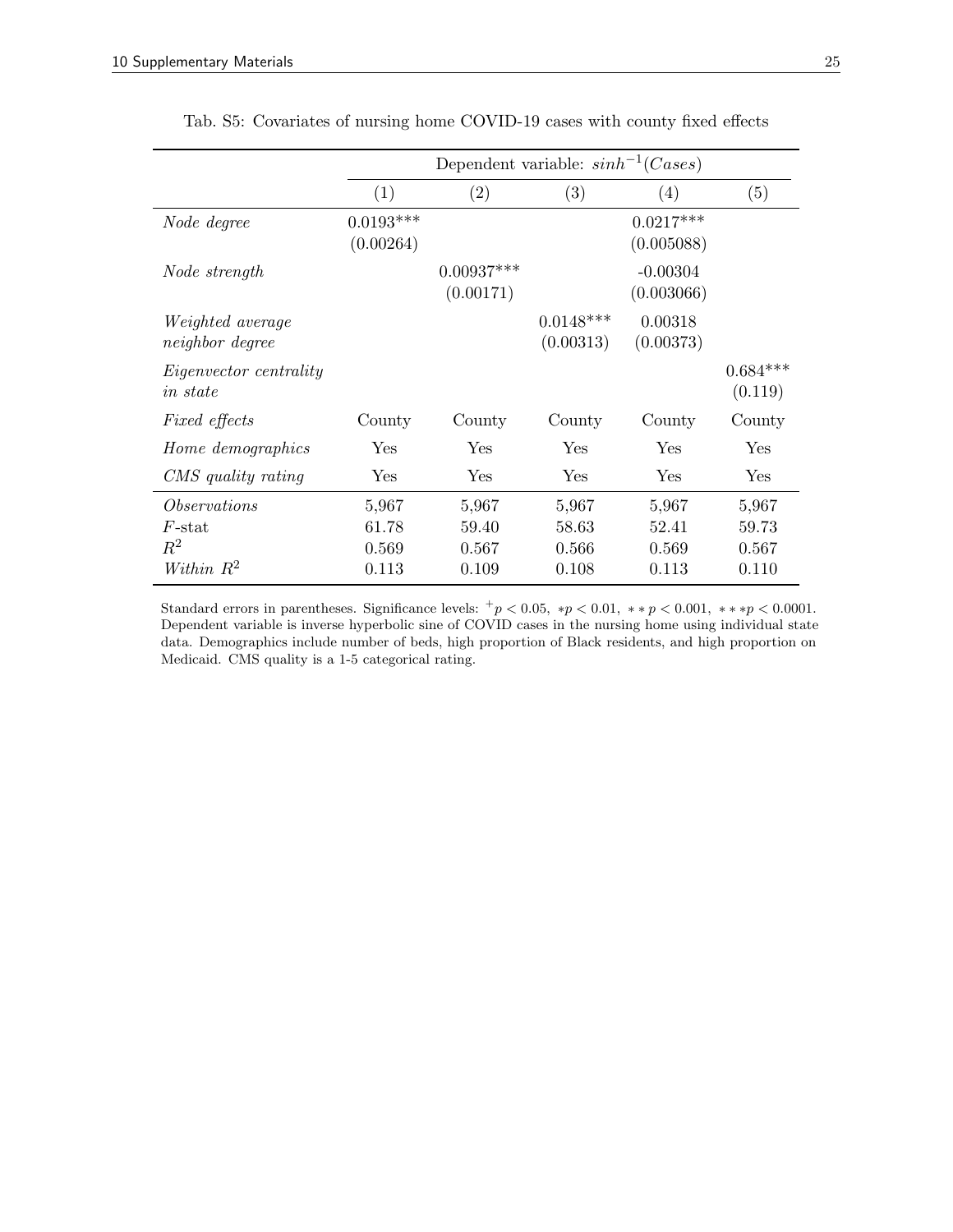Tab. S5: Covariates of nursing home COVID-19 cases with county fixed effects

| | Dependent variable: $sinh^{-1}(Cases)$ | | | | |
|---|---|---|---|---|---|
| | (1) | (2) | (3) | (4) | (5) |
| *Node degree* | 0.0193*** (0.00264) | | | 0.0217*** (0.005088) | |
| *Node strength* | | 0.00937*** (0.00171) | | -0.00304 (0.003066) | |
| *Weighted average neighbor degree* | | | 0.0148*** (0.00313) | 0.00318 (0.00373) | |
| *Eigenvector centrality in state* | | | | | 0.684*** (0.119) |
| *Fixed effects* | County | County | County | County | County |
| *Home demographics* | Yes | Yes | Yes | Yes | Yes |
| *CMS quality rating* | Yes | Yes | Yes | Yes | Yes |
| *Observations* | 5,967 | 5,967 | 5,967 | 5,967 | 5,967 |
| $F$-stat | 61.78 | 59.40 | 58.63 | 52.41 | 59.73 |
| $R^2$ | 0.569 | 0.567 | 0.566 | 0.569 | 0.567 |
| *Within* $R^2$ | 0.113 | 0.109 | 0.108 | 0.113 | 0.110 |

Standard errors in parentheses. Significance levels: $^{+}p < 0.05$, $*p < 0.01$, $**p < 0.001$, $***p < 0.0001$. Dependent variable is inverse hyperbolic sine of COVID cases in the nursing home using individual state data. Demographics include number of beds, high proportion of Black residents, and high proportion on Medicaid. CMS quality is a 1-5 categorical rating.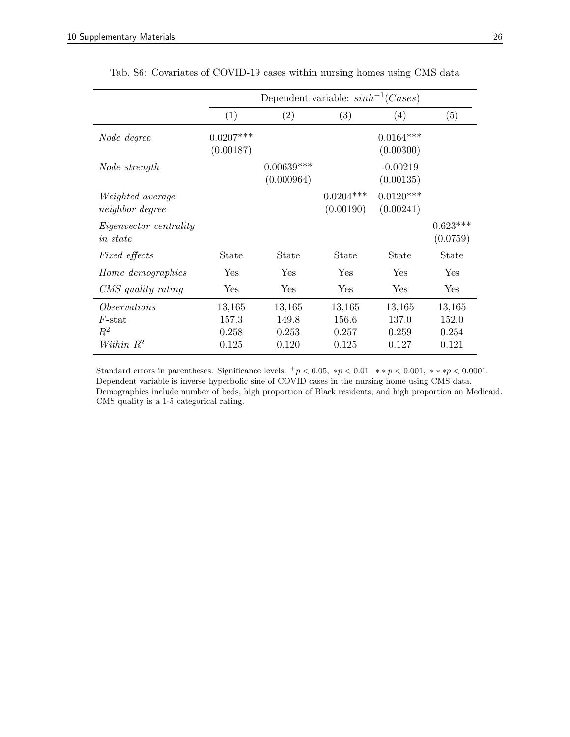Tab. S6: Covariates of COVID-19 cases within nursing homes using CMS data

| | Dependent variable: $sinh^{-1}(Cases)$ | | | | |
|---|---|---|---|---|---|
| | (1) | (2) | (3) | (4) | (5) |
| *Node degree* | 0.0207*** (0.00187) | | | 0.0164*** (0.00300) | |
| *Node strength* | | 0.00639*** (0.000964) | | -0.00219 (0.00135) | |
| *Weighted average neighbor degree* | | | 0.0204*** (0.00190) | 0.0120*** (0.00241) | |
| *Eigenvector centrality in state* | | | | | 0.623*** (0.0759) |
| *Fixed effects* | State | State | State | State | State |
| *Home demographics* | Yes | Yes | Yes | Yes | Yes |
| *CMS quality rating* | Yes | Yes | Yes | Yes | Yes |
| *Observations* | 13,165 | 13,165 | 13,165 | 13,165 | 13,165 |
| $F$-stat | 157.3 | 149.8 | 156.6 | 137.0 | 152.0 |
| $R^2$ | 0.258 | 0.253 | 0.257 | 0.259 | 0.254 |
| *Within* $R^2$ | 0.125 | 0.120 | 0.125 | 0.127 | 0.121 |

Standard errors in parentheses. Significance levels: $^{+}p < 0.05$, $*p < 0.01$, $**p < 0.001$, $***p < 0.0001$.
Dependent variable is inverse hyperbolic sine of COVID cases in the nursing home using CMS data.
Demographics include number of beds, high proportion of Black residents, and high proportion on Medicaid.
CMS quality is a 1-5 categorical rating.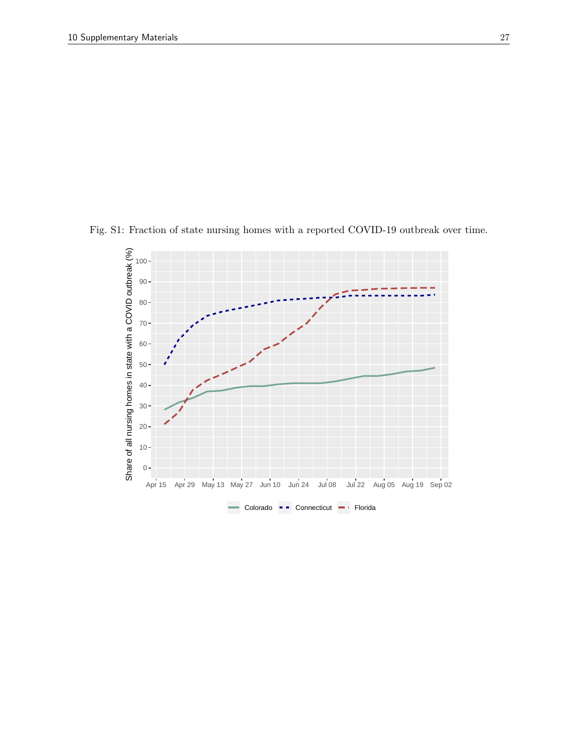Fig. S1: Fraction of state nursing homes with a reported COVID-19 outbreak over time.

Share of all nursing homes in state with a COVID outbreak (%)

100
90
80
70
60
50
40
30
20
10
0

Apr 15 Apr 29 May 13 May 27 Jun 10 Jun 24 Jul 08 Jul 22 Aug 05 Aug 19 Sep 02

Colorado Connecticut Florida